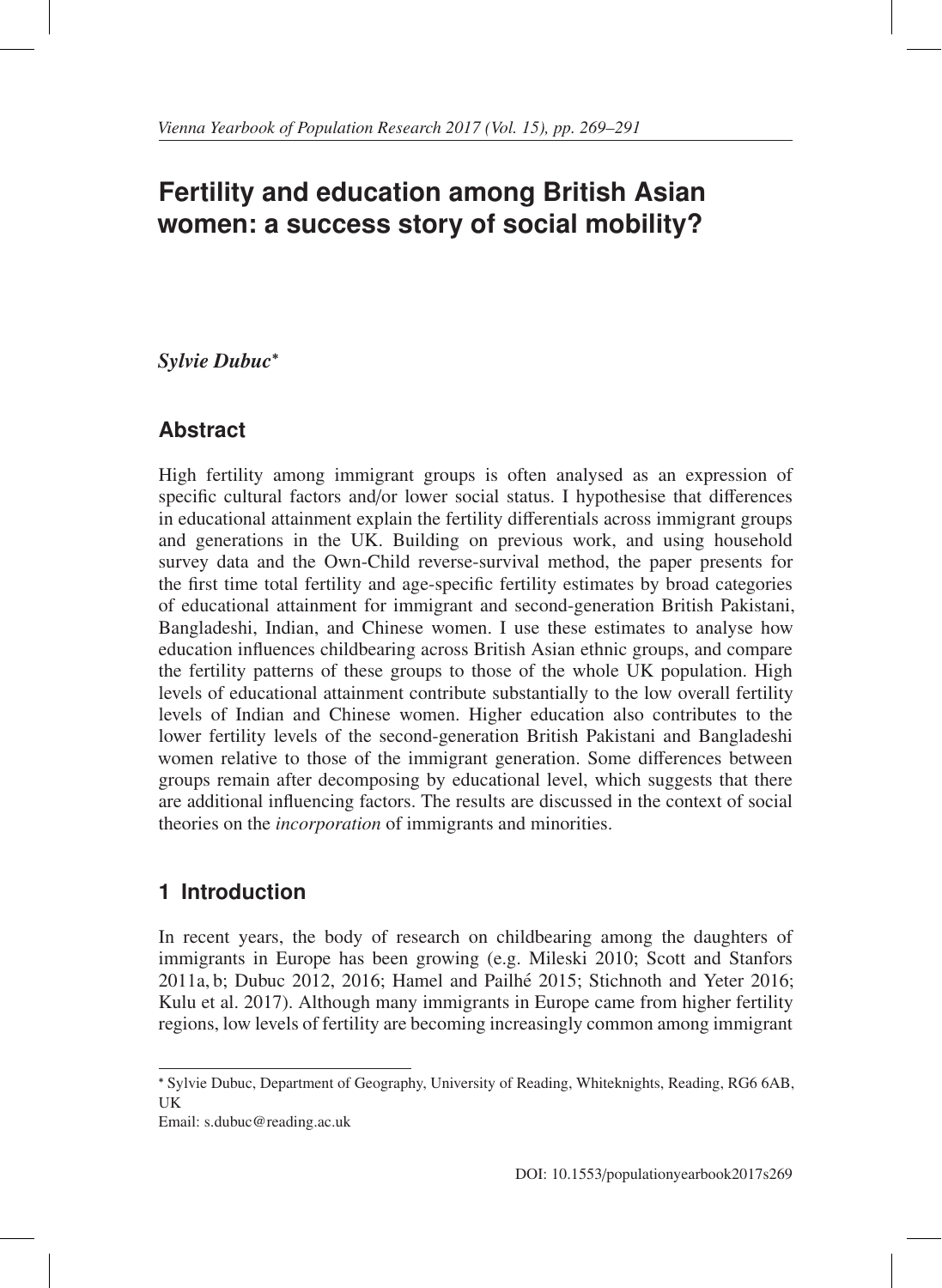# Fertility and education among British Asian women: a success story of social mobility?

***Sylvie Dubuc****

## Abstract

High fertility among immigrant groups is often analysed as an expression of specific cultural factors and/or lower social status. I hypothesise that differences in educational attainment explain the fertility differentials across immigrant groups and generations in the UK. Building on previous work, and using household survey data and the Own-Child reverse-survival method, the paper presents for the first time total fertility and age-specific fertility estimates by broad categories of educational attainment for immigrant and second-generation British Pakistani, Bangladeshi, Indian, and Chinese women. I use these estimates to analyse how education influences childbearing across British Asian ethnic groups, and compare the fertility patterns of these groups to those of the whole UK population. High levels of educational attainment contribute substantially to the low overall fertility levels of Indian and Chinese women. Higher education also contributes to the lower fertility levels of the second-generation British Pakistani and Bangladeshi women relative to those of the immigrant generation. Some differences between groups remain after decomposing by educational level, which suggests that there are additional influencing factors. The results are discussed in the context of social theories on the *incorporation* of immigrants and minorities.

## 1 Introduction

In recent years, the body of research on childbearing among the daughters of immigrants in Europe has been growing (e.g. Mileski 2010; Scott and Stanfors 2011a, b; Dubuc 2012, 2016; Hamel and Pailhé 2015; Stichnoth and Yeter 2016; Kulu et al. 2017). Although many immigrants in Europe came from higher fertility regions, low levels of fertility are becoming increasingly common among immigrant

---

* Sylvie Dubuc, Department of Geography, University of Reading, Whiteknights, Reading, RG6 6AB, UK

Email: s.dubuc@reading.ac.uk

DOI: 10.1553/populationyearbook2017s269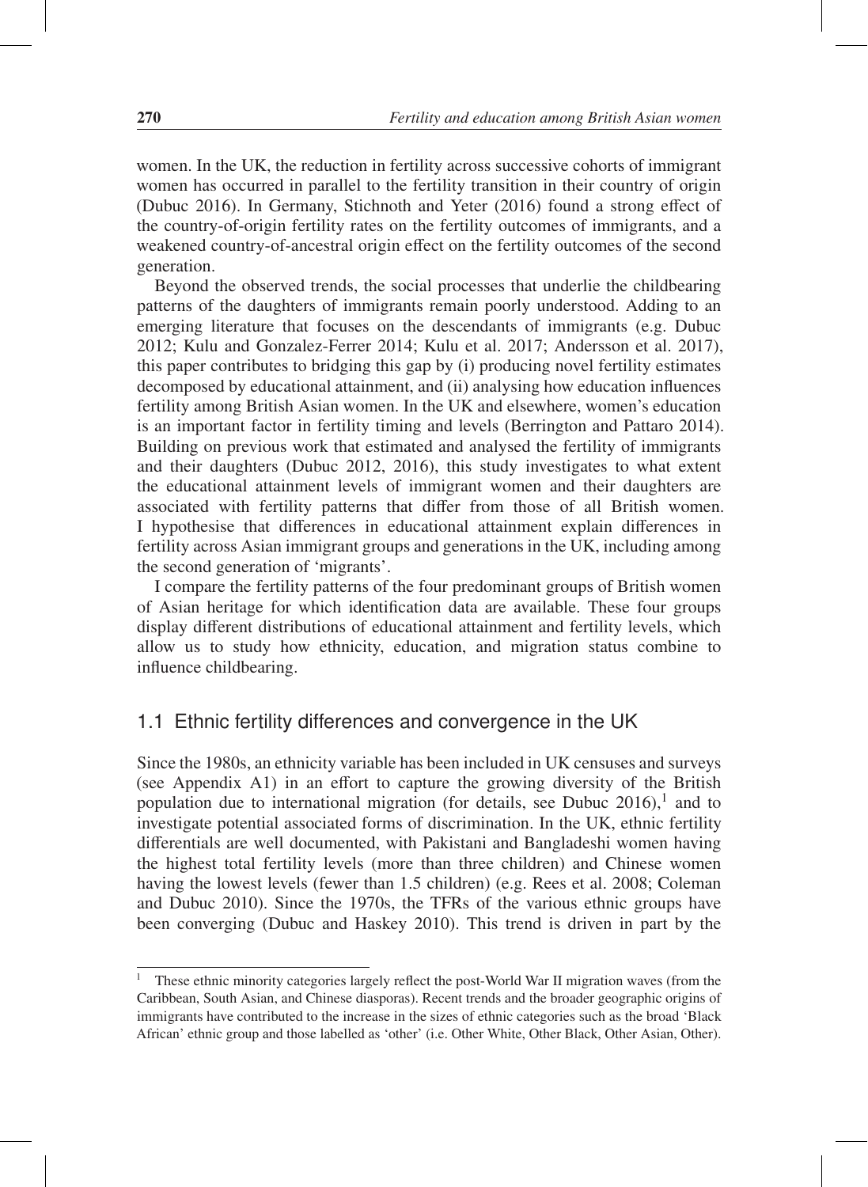women. In the UK, the reduction in fertility across successive cohorts of immigrant women has occurred in parallel to the fertility transition in their country of origin (Dubuc 2016). In Germany, Stichnoth and Yeter (2016) found a strong effect of the country-of-origin fertility rates on the fertility outcomes of immigrants, and a weakened country-of-ancestral origin effect on the fertility outcomes of the second generation.

Beyond the observed trends, the social processes that underlie the childbearing patterns of the daughters of immigrants remain poorly understood. Adding to an emerging literature that focuses on the descendants of immigrants (e.g. Dubuc 2012; Kulu and Gonzalez-Ferrer 2014; Kulu et al. 2017; Andersson et al. 2017), this paper contributes to bridging this gap by (i) producing novel fertility estimates decomposed by educational attainment, and (ii) analysing how education influences fertility among British Asian women. In the UK and elsewhere, women's education is an important factor in fertility timing and levels (Berrington and Pattaro 2014). Building on previous work that estimated and analysed the fertility of immigrants and their daughters (Dubuc 2012, 2016), this study investigates to what extent the educational attainment levels of immigrant women and their daughters are associated with fertility patterns that differ from those of all British women. I hypothesise that differences in educational attainment explain differences in fertility across Asian immigrant groups and generations in the UK, including among the second generation of 'migrants'.

I compare the fertility patterns of the four predominant groups of British women of Asian heritage for which identification data are available. These four groups display different distributions of educational attainment and fertility levels, which allow us to study how ethnicity, education, and migration status combine to influence childbearing.

## 1.1 Ethnic fertility differences and convergence in the UK

Since the 1980s, an ethnicity variable has been included in UK censuses and surveys (see Appendix A1) in an effort to capture the growing diversity of the British population due to international migration (for details, see Dubuc 2016),[1] and to investigate potential associated forms of discrimination. In the UK, ethnic fertility differentials are well documented, with Pakistani and Bangladeshi women having the highest total fertility levels (more than three children) and Chinese women having the lowest levels (fewer than 1.5 children) (e.g. Rees et al. 2008; Coleman and Dubuc 2010). Since the 1970s, the TFRs of the various ethnic groups have been converging (Dubuc and Haskey 2010). This trend is driven in part by the

[1] These ethnic minority categories largely reflect the post-World War II migration waves (from the Caribbean, South Asian, and Chinese diasporas). Recent trends and the broader geographic origins of immigrants have contributed to the increase in the sizes of ethnic categories such as the broad 'Black African' ethnic group and those labelled as 'other' (i.e. Other White, Other Black, Other Asian, Other).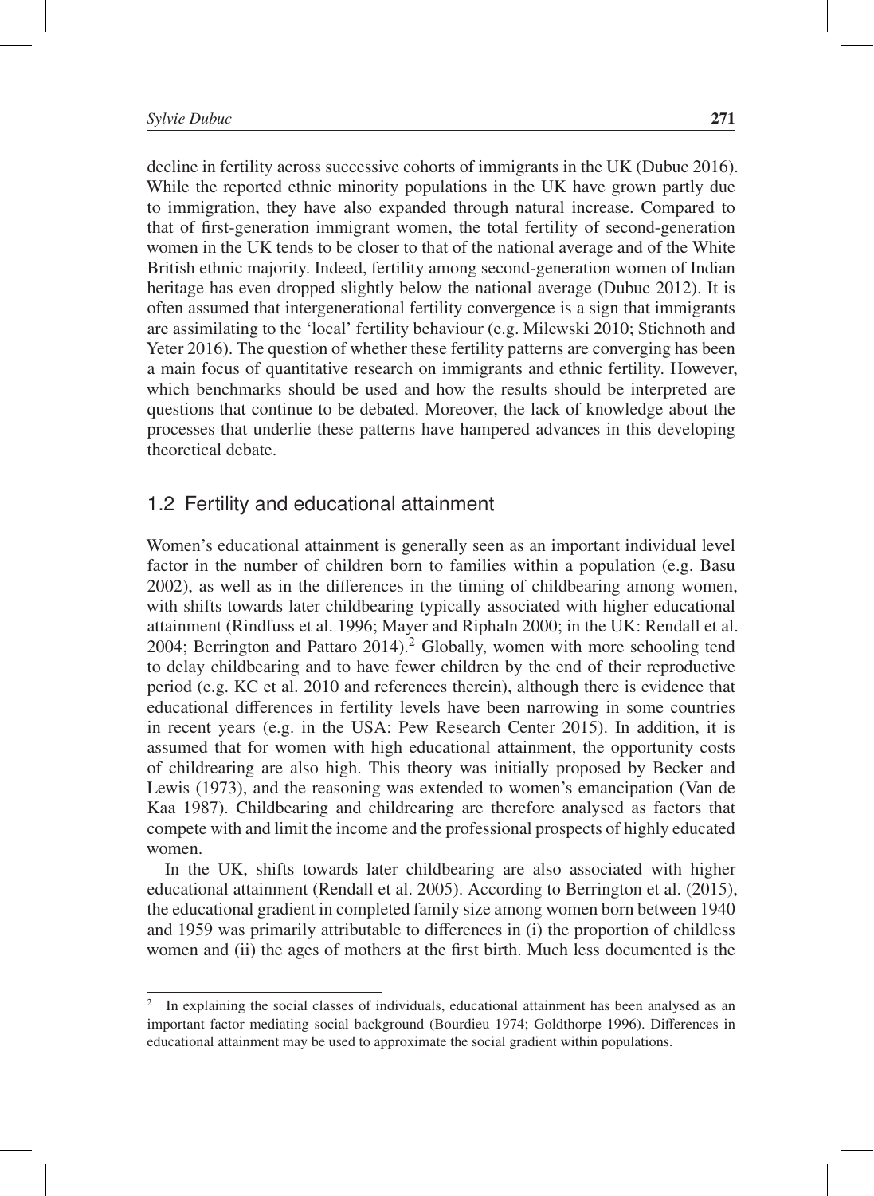decline in fertility across successive cohorts of immigrants in the UK (Dubuc 2016). While the reported ethnic minority populations in the UK have grown partly due to immigration, they have also expanded through natural increase. Compared to that of first-generation immigrant women, the total fertility of second-generation women in the UK tends to be closer to that of the national average and of the White British ethnic majority. Indeed, fertility among second-generation women of Indian heritage has even dropped slightly below the national average (Dubuc 2012). It is often assumed that intergenerational fertility convergence is a sign that immigrants are assimilating to the 'local' fertility behaviour (e.g. Milewski 2010; Stichnoth and Yeter 2016). The question of whether these fertility patterns are converging has been a main focus of quantitative research on immigrants and ethnic fertility. However, which benchmarks should be used and how the results should be interpreted are questions that continue to be debated. Moreover, the lack of knowledge about the processes that underlie these patterns have hampered advances in this developing theoretical debate.

## 1.2 Fertility and educational attainment

Women's educational attainment is generally seen as an important individual level factor in the number of children born to families within a population (e.g. Basu 2002), as well as in the differences in the timing of childbearing among women, with shifts towards later childbearing typically associated with higher educational attainment (Rindfuss et al. 1996; Mayer and Riphaln 2000; in the UK: Rendall et al. 2004; Berrington and Pattaro 2014).[2] Globally, women with more schooling tend to delay childbearing and to have fewer children by the end of their reproductive period (e.g. KC et al. 2010 and references therein), although there is evidence that educational differences in fertility levels have been narrowing in some countries in recent years (e.g. in the USA: Pew Research Center 2015). In addition, it is assumed that for women with high educational attainment, the opportunity costs of childrearing are also high. This theory was initially proposed by Becker and Lewis (1973), and the reasoning was extended to women's emancipation (Van de Kaa 1987). Childbearing and childrearing are therefore analysed as factors that compete with and limit the income and the professional prospects of highly educated women.

In the UK, shifts towards later childbearing are also associated with higher educational attainment (Rendall et al. 2005). According to Berrington et al. (2015), the educational gradient in completed family size among women born between 1940 and 1959 was primarily attributable to differences in (i) the proportion of childless women and (ii) the ages of mothers at the first birth. Much less documented is the

[2] In explaining the social classes of individuals, educational attainment has been analysed as an important factor mediating social background (Bourdieu 1974; Goldthorpe 1996). Differences in educational attainment may be used to approximate the social gradient within populations.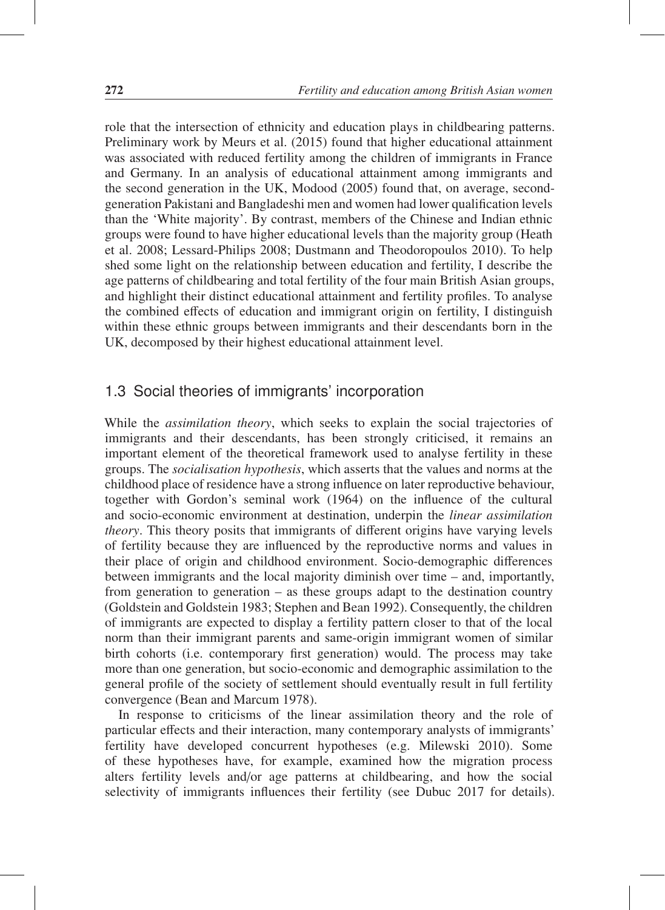role that the intersection of ethnicity and education plays in childbearing patterns. Preliminary work by Meurs et al. (2015) found that higher educational attainment was associated with reduced fertility among the children of immigrants in France and Germany. In an analysis of educational attainment among immigrants and the second generation in the UK, Modood (2005) found that, on average, second-generation Pakistani and Bangladeshi men and women had lower qualification levels than the 'White majority'. By contrast, members of the Chinese and Indian ethnic groups were found to have higher educational levels than the majority group (Heath et al. 2008; Lessard-Philips 2008; Dustmann and Theodoropoulos 2010). To help shed some light on the relationship between education and fertility, I describe the age patterns of childbearing and total fertility of the four main British Asian groups, and highlight their distinct educational attainment and fertility profiles. To analyse the combined effects of education and immigrant origin on fertility, I distinguish within these ethnic groups between immigrants and their descendants born in the UK, decomposed by their highest educational attainment level.

## 1.3 Social theories of immigrants' incorporation

While the *assimilation theory*, which seeks to explain the social trajectories of immigrants and their descendants, has been strongly criticised, it remains an important element of the theoretical framework used to analyse fertility in these groups. The *socialisation hypothesis*, which asserts that the values and norms at the childhood place of residence have a strong influence on later reproductive behaviour, together with Gordon's seminal work (1964) on the influence of the cultural and socio-economic environment at destination, underpin the *linear assimilation theory*. This theory posits that immigrants of different origins have varying levels of fertility because they are influenced by the reproductive norms and values in their place of origin and childhood environment. Socio-demographic differences between immigrants and the local majority diminish over time – and, importantly, from generation to generation – as these groups adapt to the destination country (Goldstein and Goldstein 1983; Stephen and Bean 1992). Consequently, the children of immigrants are expected to display a fertility pattern closer to that of the local norm than their immigrant parents and same-origin immigrant women of similar birth cohorts (i.e. contemporary first generation) would. The process may take more than one generation, but socio-economic and demographic assimilation to the general profile of the society of settlement should eventually result in full fertility convergence (Bean and Marcum 1978).

In response to criticisms of the linear assimilation theory and the role of particular effects and their interaction, many contemporary analysts of immigrants' fertility have developed concurrent hypotheses (e.g. Milewski 2010). Some of these hypotheses have, for example, examined how the migration process alters fertility levels and/or age patterns at childbearing, and how the social selectivity of immigrants influences their fertility (see Dubuc 2017 for details).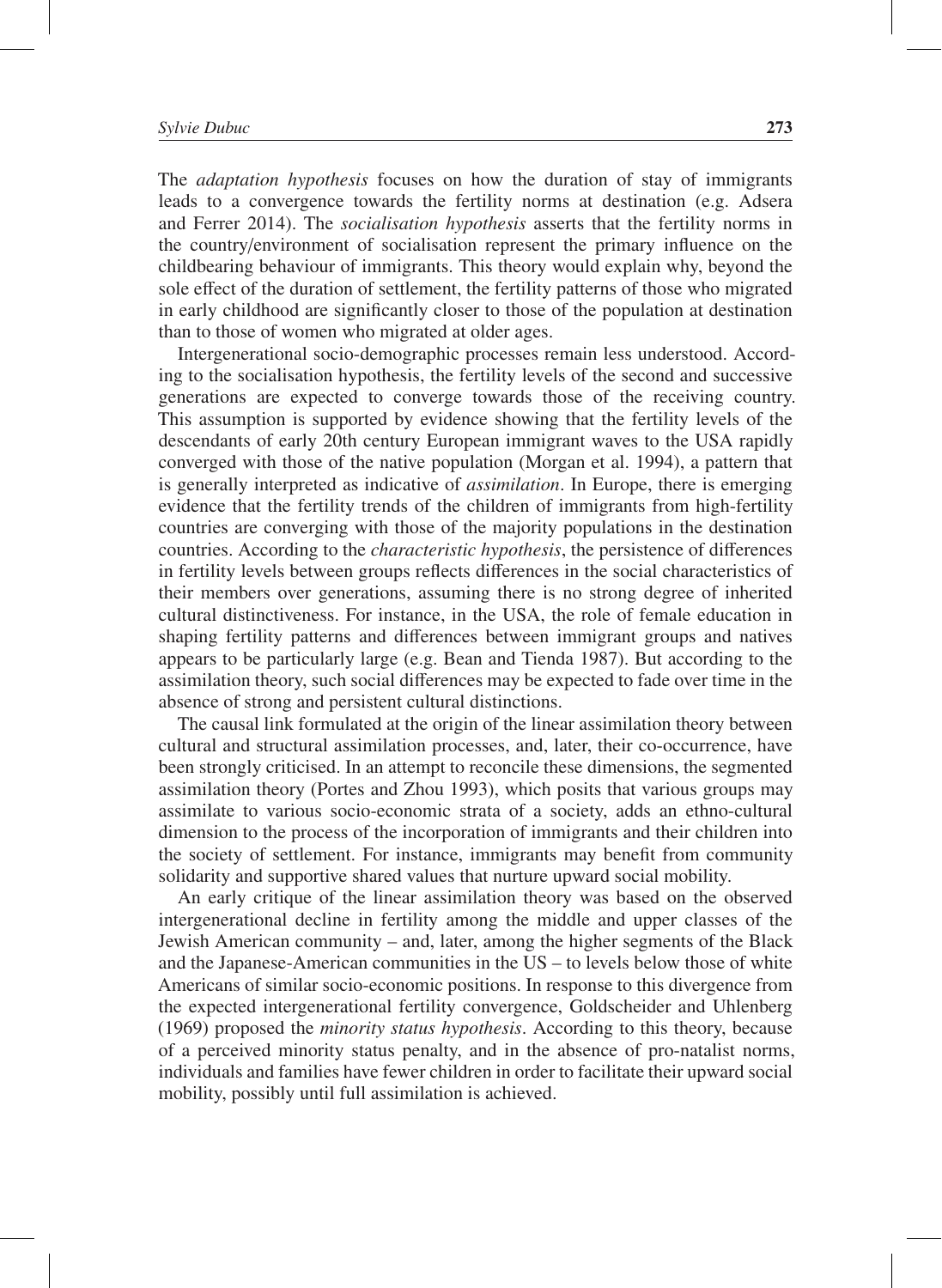The *adaptation hypothesis* focuses on how the duration of stay of immigrants leads to a convergence towards the fertility norms at destination (e.g. Adsera and Ferrer 2014). The *socialisation hypothesis* asserts that the fertility norms in the country/environment of socialisation represent the primary influence on the childbearing behaviour of immigrants. This theory would explain why, beyond the sole effect of the duration of settlement, the fertility patterns of those who migrated in early childhood are significantly closer to those of the population at destination than to those of women who migrated at older ages.

Intergenerational socio-demographic processes remain less understood. According to the socialisation hypothesis, the fertility levels of the second and successive generations are expected to converge towards those of the receiving country. This assumption is supported by evidence showing that the fertility levels of the descendants of early 20th century European immigrant waves to the USA rapidly converged with those of the native population (Morgan et al. 1994), a pattern that is generally interpreted as indicative of *assimilation*. In Europe, there is emerging evidence that the fertility trends of the children of immigrants from high-fertility countries are converging with those of the majority populations in the destination countries. According to the *characteristic hypothesis*, the persistence of differences in fertility levels between groups reflects differences in the social characteristics of their members over generations, assuming there is no strong degree of inherited cultural distinctiveness. For instance, in the USA, the role of female education in shaping fertility patterns and differences between immigrant groups and natives appears to be particularly large (e.g. Bean and Tienda 1987). But according to the assimilation theory, such social differences may be expected to fade over time in the absence of strong and persistent cultural distinctions.

The causal link formulated at the origin of the linear assimilation theory between cultural and structural assimilation processes, and, later, their co-occurrence, have been strongly criticised. In an attempt to reconcile these dimensions, the segmented assimilation theory (Portes and Zhou 1993), which posits that various groups may assimilate to various socio-economic strata of a society, adds an ethno-cultural dimension to the process of the incorporation of immigrants and their children into the society of settlement. For instance, immigrants may benefit from community solidarity and supportive shared values that nurture upward social mobility.

An early critique of the linear assimilation theory was based on the observed intergenerational decline in fertility among the middle and upper classes of the Jewish American community – and, later, among the higher segments of the Black and the Japanese-American communities in the US – to levels below those of white Americans of similar socio-economic positions. In response to this divergence from the expected intergenerational fertility convergence, Goldscheider and Uhlenberg (1969) proposed the *minority status hypothesis*. According to this theory, because of a perceived minority status penalty, and in the absence of pro-natalist norms, individuals and families have fewer children in order to facilitate their upward social mobility, possibly until full assimilation is achieved.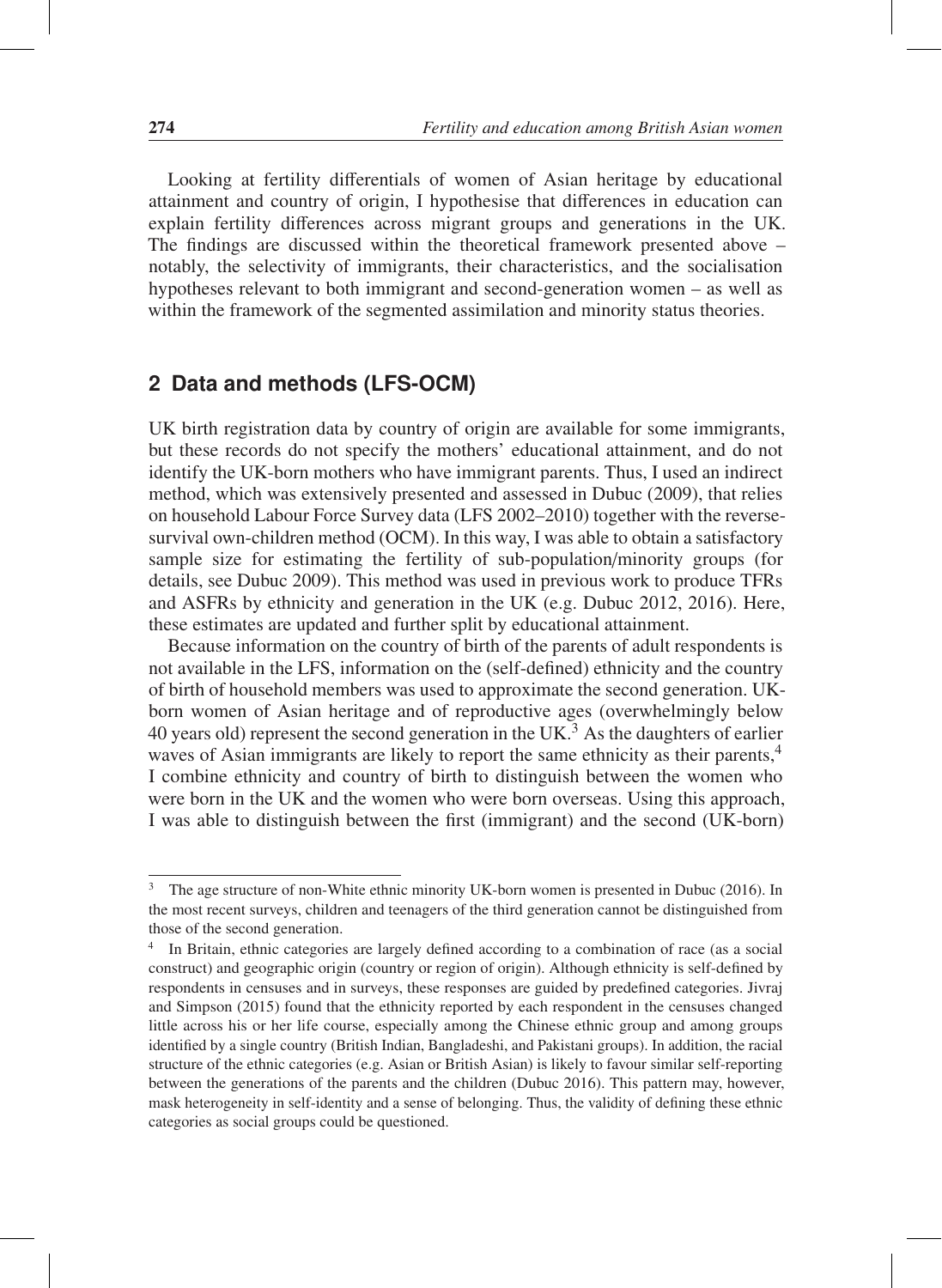Looking at fertility differentials of women of Asian heritage by educational attainment and country of origin, I hypothesise that differences in education can explain fertility differences across migrant groups and generations in the UK. The findings are discussed within the theoretical framework presented above – notably, the selectivity of immigrants, their characteristics, and the socialisation hypotheses relevant to both immigrant and second-generation women – as well as within the framework of the segmented assimilation and minority status theories.

## 2 Data and methods (LFS-OCM)

UK birth registration data by country of origin are available for some immigrants, but these records do not specify the mothers' educational attainment, and do not identify the UK-born mothers who have immigrant parents. Thus, I used an indirect method, which was extensively presented and assessed in Dubuc (2009), that relies on household Labour Force Survey data (LFS 2002–2010) together with the reverse-survival own-children method (OCM). In this way, I was able to obtain a satisfactory sample size for estimating the fertility of sub-population/minority groups (for details, see Dubuc 2009). This method was used in previous work to produce TFRs and ASFRs by ethnicity and generation in the UK (e.g. Dubuc 2012, 2016). Here, these estimates are updated and further split by educational attainment.

Because information on the country of birth of the parents of adult respondents is not available in the LFS, information on the (self-defined) ethnicity and the country of birth of household members was used to approximate the second generation. UK-born women of Asian heritage and of reproductive ages (overwhelmingly below 40 years old) represent the second generation in the UK.[3] As the daughters of earlier waves of Asian immigrants are likely to report the same ethnicity as their parents,[4] I combine ethnicity and country of birth to distinguish between the women who were born in the UK and the women who were born overseas. Using this approach, I was able to distinguish between the first (immigrant) and the second (UK-born)

---

[3] The age structure of non-White ethnic minority UK-born women is presented in Dubuc (2016). In the most recent surveys, children and teenagers of the third generation cannot be distinguished from those of the second generation.

[4] In Britain, ethnic categories are largely defined according to a combination of race (as a social construct) and geographic origin (country or region of origin). Although ethnicity is self-defined by respondents in censuses and in surveys, these responses are guided by predefined categories. Jivraj and Simpson (2015) found that the ethnicity reported by each respondent in the censuses changed little across his or her life course, especially among the Chinese ethnic group and among groups identified by a single country (British Indian, Bangladeshi, and Pakistani groups). In addition, the racial structure of the ethnic categories (e.g. Asian or British Asian) is likely to favour similar self-reporting between the generations of the parents and the children (Dubuc 2016). This pattern may, however, mask heterogeneity in self-identity and a sense of belonging. Thus, the validity of defining these ethnic categories as social groups could be questioned.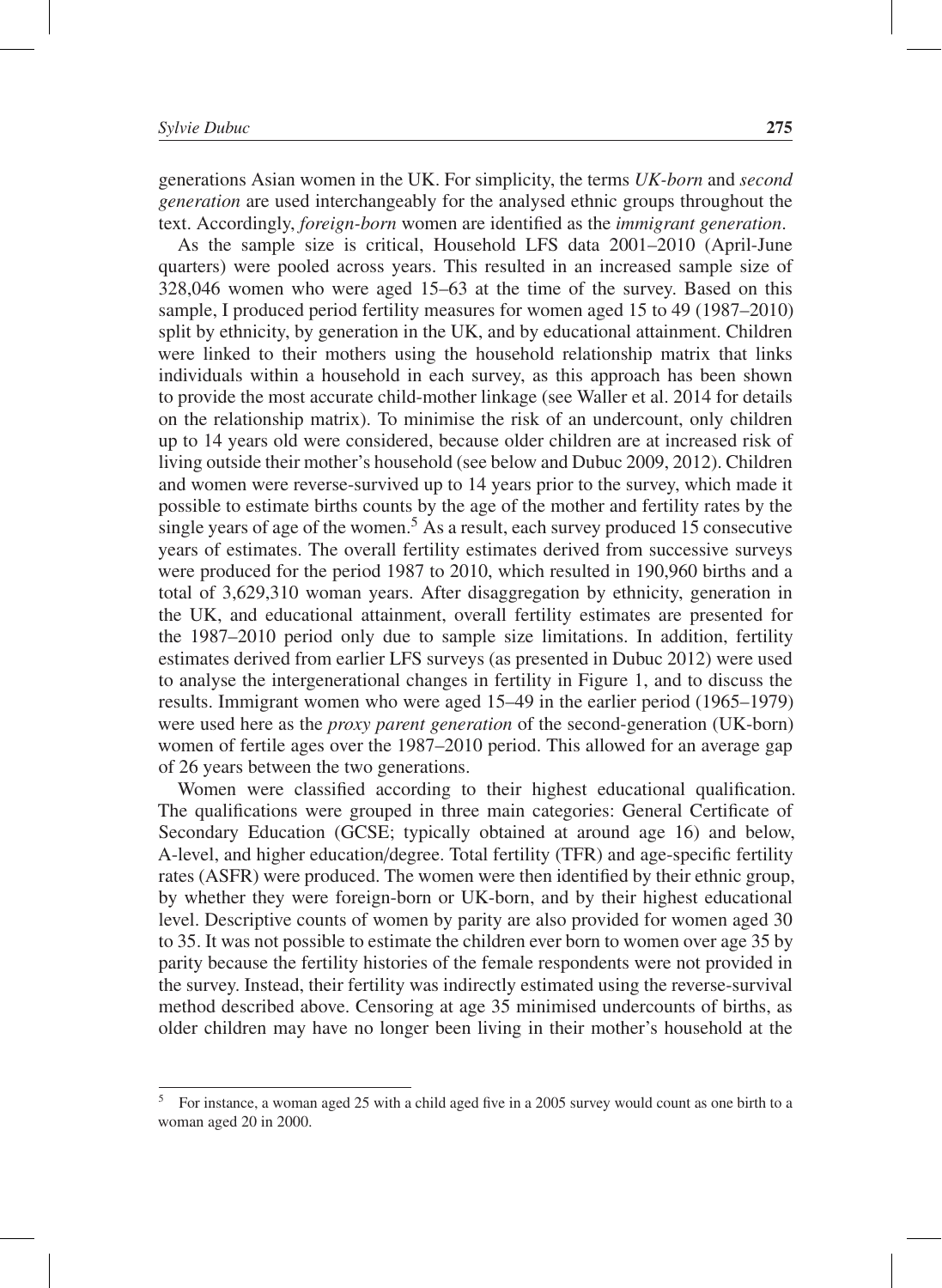generations Asian women in the UK. For simplicity, the terms *UK-born* and *second generation* are used interchangeably for the analysed ethnic groups throughout the text. Accordingly, *foreign-born* women are identified as the *immigrant generation*.

As the sample size is critical, Household LFS data 2001–2010 (April-June quarters) were pooled across years. This resulted in an increased sample size of 328,046 women who were aged 15–63 at the time of the survey. Based on this sample, I produced period fertility measures for women aged 15 to 49 (1987–2010) split by ethnicity, by generation in the UK, and by educational attainment. Children were linked to their mothers using the household relationship matrix that links individuals within a household in each survey, as this approach has been shown to provide the most accurate child-mother linkage (see Waller et al. 2014 for details on the relationship matrix). To minimise the risk of an undercount, only children up to 14 years old were considered, because older children are at increased risk of living outside their mother's household (see below and Dubuc 2009, 2012). Children and women were reverse-survived up to 14 years prior to the survey, which made it possible to estimate births counts by the age of the mother and fertility rates by the single years of age of the women.[5] As a result, each survey produced 15 consecutive years of estimates. The overall fertility estimates derived from successive surveys were produced for the period 1987 to 2010, which resulted in 190,960 births and a total of 3,629,310 woman years. After disaggregation by ethnicity, generation in the UK, and educational attainment, overall fertility estimates are presented for the 1987–2010 period only due to sample size limitations. In addition, fertility estimates derived from earlier LFS surveys (as presented in Dubuc 2012) were used to analyse the intergenerational changes in fertility in Figure 1, and to discuss the results. Immigrant women who were aged 15–49 in the earlier period (1965–1979) were used here as the *proxy parent generation* of the second-generation (UK-born) women of fertile ages over the 1987–2010 period. This allowed for an average gap of 26 years between the two generations.

Women were classified according to their highest educational qualification. The qualifications were grouped in three main categories: General Certificate of Secondary Education (GCSE; typically obtained at around age 16) and below, A-level, and higher education/degree. Total fertility (TFR) and age-specific fertility rates (ASFR) were produced. The women were then identified by their ethnic group, by whether they were foreign-born or UK-born, and by their highest educational level. Descriptive counts of women by parity are also provided for women aged 30 to 35. It was not possible to estimate the children ever born to women over age 35 by parity because the fertility histories of the female respondents were not provided in the survey. Instead, their fertility was indirectly estimated using the reverse-survival method described above. Censoring at age 35 minimised undercounts of births, as older children may have no longer been living in their mother's household at the

[5] For instance, a woman aged 25 with a child aged five in a 2005 survey would count as one birth to a woman aged 20 in 2000.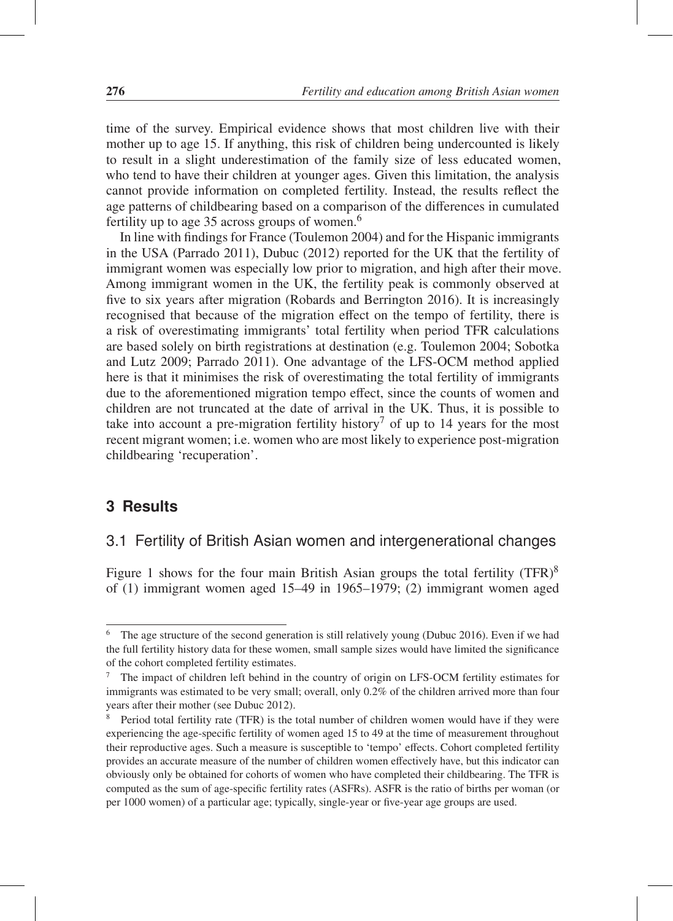time of the survey. Empirical evidence shows that most children live with their mother up to age 15. If anything, this risk of children being undercounted is likely to result in a slight underestimation of the family size of less educated women, who tend to have their children at younger ages. Given this limitation, the analysis cannot provide information on completed fertility. Instead, the results reflect the age patterns of childbearing based on a comparison of the differences in cumulated fertility up to age 35 across groups of women.[6]

In line with findings for France (Toulemon 2004) and for the Hispanic immigrants in the USA (Parrado 2011), Dubuc (2012) reported for the UK that the fertility of immigrant women was especially low prior to migration, and high after their move. Among immigrant women in the UK, the fertility peak is commonly observed at five to six years after migration (Robards and Berrington 2016). It is increasingly recognised that because of the migration effect on the tempo of fertility, there is a risk of overestimating immigrants' total fertility when period TFR calculations are based solely on birth registrations at destination (e.g. Toulemon 2004; Sobotka and Lutz 2009; Parrado 2011). One advantage of the LFS-OCM method applied here is that it minimises the risk of overestimating the total fertility of immigrants due to the aforementioned migration tempo effect, since the counts of women and children are not truncated at the date of arrival in the UK. Thus, it is possible to take into account a pre-migration fertility history[7] of up to 14 years for the most recent migrant women; i.e. women who are most likely to experience post-migration childbearing 'recuperation'.

## 3 Results

### 3.1 Fertility of British Asian women and intergenerational changes

Figure 1 shows for the four main British Asian groups the total fertility (TFR)[8] of (1) immigrant women aged 15–49 in 1965–1979; (2) immigrant women aged

---

[6] The age structure of the second generation is still relatively young (Dubuc 2016). Even if we had the full fertility history data for these women, small sample sizes would have limited the significance of the cohort completed fertility estimates.

[7] The impact of children left behind in the country of origin on LFS-OCM fertility estimates for immigrants was estimated to be very small; overall, only 0.2% of the children arrived more than four years after their mother (see Dubuc 2012).

[8] Period total fertility rate (TFR) is the total number of children women would have if they were experiencing the age-specific fertility of women aged 15 to 49 at the time of measurement throughout their reproductive ages. Such a measure is susceptible to 'tempo' effects. Cohort completed fertility provides an accurate measure of the number of children women effectively have, but this indicator can obviously only be obtained for cohorts of women who have completed their childbearing. The TFR is computed as the sum of age-specific fertility rates (ASFRs). ASFR is the ratio of births per woman (or per 1000 women) of a particular age; typically, single-year or five-year age groups are used.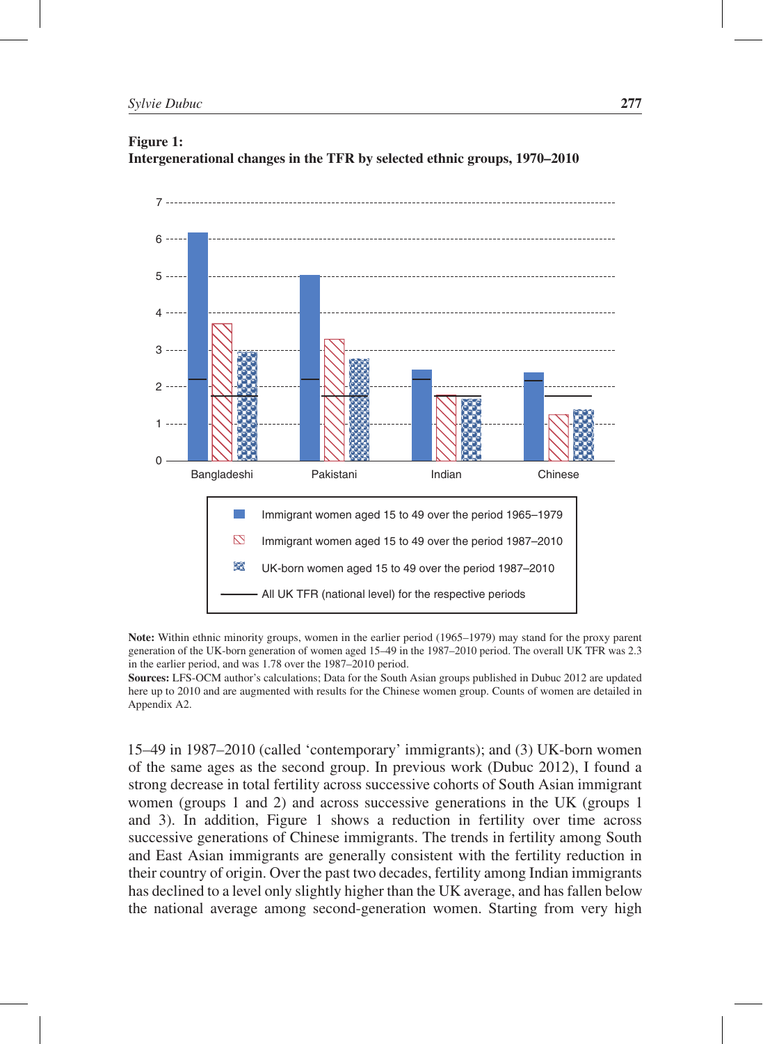**Figure 1:**
**Intergenerational changes in the TFR by selected ethnic groups, 1970–2010**

**Note:** Within ethnic minority groups, women in the earlier period (1965–1979) may stand for the proxy parent generation of the UK-born generation of women aged 15–49 in the 1987–2010 period. The overall UK TFR was 2.3 in the earlier period, and was 1.78 over the 1987–2010 period.

**Sources:** LFS-OCM author's calculations; Data for the South Asian groups published in Dubuc 2012 are updated here up to 2010 and are augmented with results for the Chinese women group. Counts of women are detailed in Appendix A2.

15–49 in 1987–2010 (called 'contemporary' immigrants); and (3) UK-born women of the same ages as the second group. In previous work (Dubuc 2012), I found a strong decrease in total fertility across successive cohorts of South Asian immigrant women (groups 1 and 2) and across successive generations in the UK (groups 1 and 3). In addition, Figure 1 shows a reduction in fertility over time across successive generations of Chinese immigrants. The trends in fertility among South and East Asian immigrants are generally consistent with the fertility reduction in their country of origin. Over the past two decades, fertility among Indian immigrants has declined to a level only slightly higher than the UK average, and has fallen below the national average among second-generation women. Starting from very high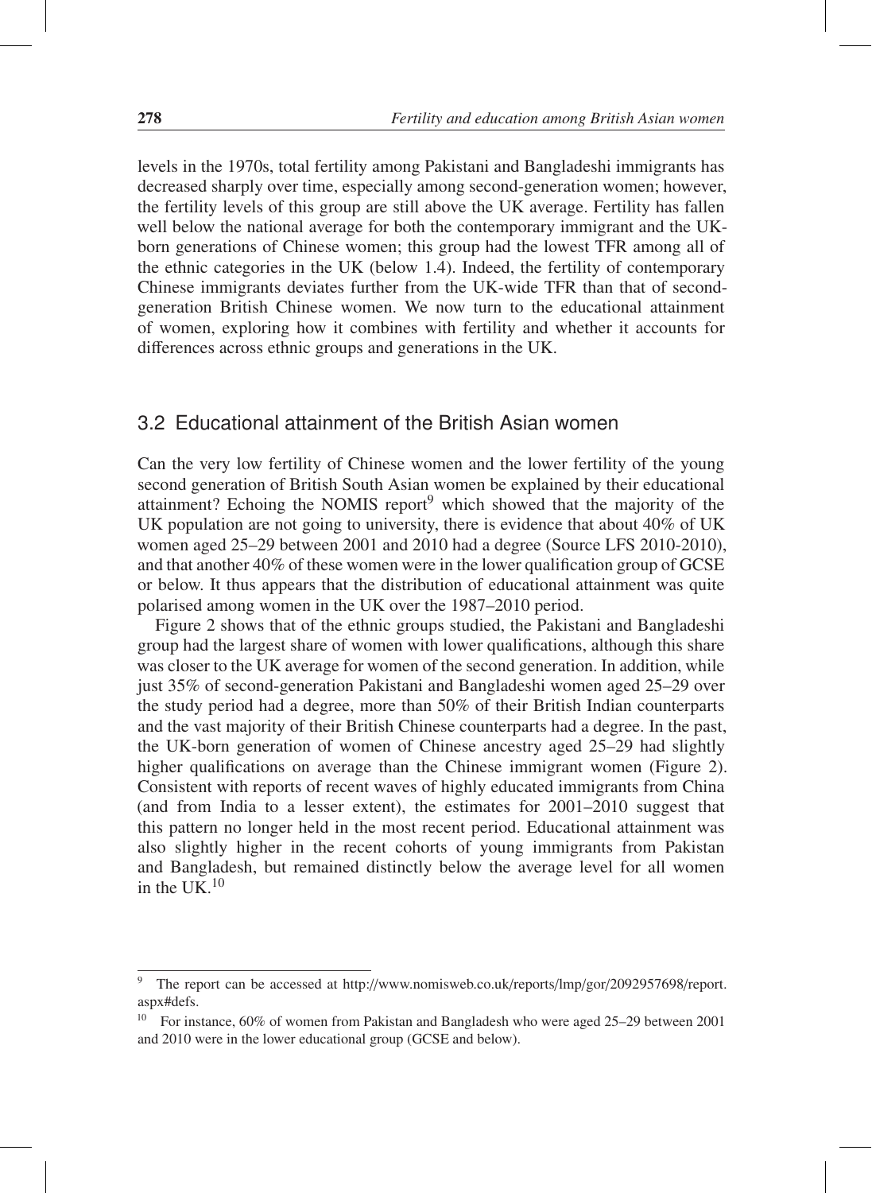levels in the 1970s, total fertility among Pakistani and Bangladeshi immigrants has decreased sharply over time, especially among second-generation women; however, the fertility levels of this group are still above the UK average. Fertility has fallen well below the national average for both the contemporary immigrant and the UK-born generations of Chinese women; this group had the lowest TFR among all of the ethnic categories in the UK (below 1.4). Indeed, the fertility of contemporary Chinese immigrants deviates further from the UK-wide TFR than that of second-generation British Chinese women. We now turn to the educational attainment of women, exploring how it combines with fertility and whether it accounts for differences across ethnic groups and generations in the UK.

## 3.2 Educational attainment of the British Asian women

Can the very low fertility of Chinese women and the lower fertility of the young second generation of British South Asian women be explained by their educational attainment? Echoing the NOMIS report[9] which showed that the majority of the UK population are not going to university, there is evidence that about 40% of UK women aged 25–29 between 2001 and 2010 had a degree (Source LFS 2010-2010), and that another 40% of these women were in the lower qualification group of GCSE or below. It thus appears that the distribution of educational attainment was quite polarised among women in the UK over the 1987–2010 period.

Figure 2 shows that of the ethnic groups studied, the Pakistani and Bangladeshi group had the largest share of women with lower qualifications, although this share was closer to the UK average for women of the second generation. In addition, while just 35% of second-generation Pakistani and Bangladeshi women aged 25–29 over the study period had a degree, more than 50% of their British Indian counterparts and the vast majority of their British Chinese counterparts had a degree. In the past, the UK-born generation of women of Chinese ancestry aged 25–29 had slightly higher qualifications on average than the Chinese immigrant women (Figure 2). Consistent with reports of recent waves of highly educated immigrants from China (and from India to a lesser extent), the estimates for 2001–2010 suggest that this pattern no longer held in the most recent period. Educational attainment was also slightly higher in the recent cohorts of young immigrants from Pakistan and Bangladesh, but remained distinctly below the average level for all women in the UK.[10]

---

[9] The report can be accessed at http://www.nomisweb.co.uk/reports/lmp/gor/2092957698/report.aspx#defs.

[10] For instance, 60% of women from Pakistan and Bangladesh who were aged 25–29 between 2001 and 2010 were in the lower educational group (GCSE and below).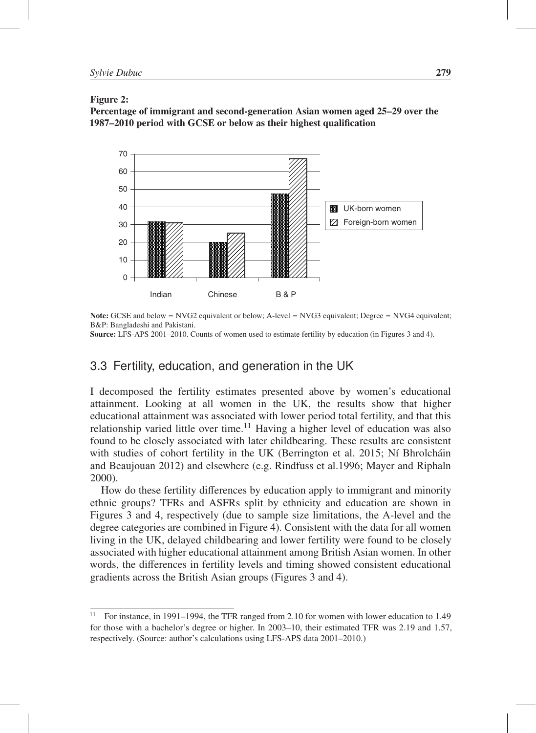**Figure 2:**
**Percentage of immigrant and second-generation Asian women aged 25–29 over the 1987–2010 period with GCSE or below as their highest qualification**

**Note:** GCSE and below = NVG2 equivalent or below; A-level = NVG3 equivalent; Degree = NVG4 equivalent; B&P: Bangladeshi and Pakistani.
**Source:** LFS-APS 2001–2010. Counts of women used to estimate fertility by education (in Figures 3 and 4).

## 3.3 Fertility, education, and generation in the UK

I decomposed the fertility estimates presented above by women's educational attainment. Looking at all women in the UK, the results show that higher educational attainment was associated with lower period total fertility, and that this relationship varied little over time.[11] Having a higher level of education was also found to be closely associated with later childbearing. These results are consistent with studies of cohort fertility in the UK (Berrington et al. 2015; Ní Bhrolcháin and Beaujouan 2012) and elsewhere (e.g. Rindfuss et al.1996; Mayer and Riphaln 2000).

How do these fertility differences by education apply to immigrant and minority ethnic groups? TFRs and ASFRs split by ethnicity and education are shown in Figures 3 and 4, respectively (due to sample size limitations, the A-level and the degree categories are combined in Figure 4). Consistent with the data for all women living in the UK, delayed childbearing and lower fertility were found to be closely associated with higher educational attainment among British Asian women. In other words, the differences in fertility levels and timing showed consistent educational gradients across the British Asian groups (Figures 3 and 4).

[11] For instance, in 1991–1994, the TFR ranged from 2.10 for women with lower education to 1.49 for those with a bachelor's degree or higher. In 2003–10, their estimated TFR was 2.19 and 1.57, respectively. (Source: author's calculations using LFS-APS data 2001–2010.)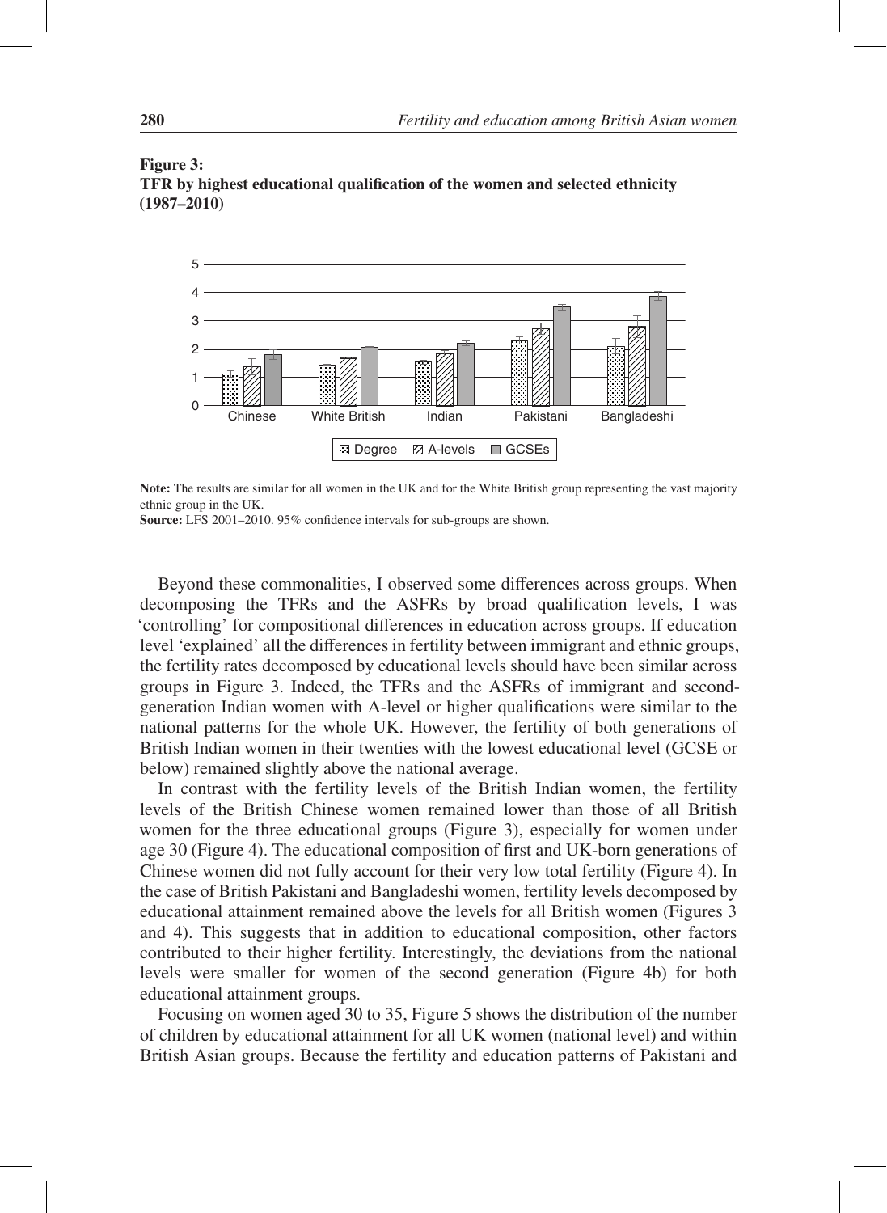**Figure 3:**
**TFR by highest educational qualification of the women and selected ethnicity (1987–2010)**

**Note:** The results are similar for all women in the UK and for the White British group representing the vast majority ethnic group in the UK.
**Source:** LFS 2001–2010. 95% confidence intervals for sub-groups are shown.

Beyond these commonalities, I observed some differences across groups. When decomposing the TFRs and the ASFRs by broad qualification levels, I was 'controlling' for compositional differences in education across groups. If education level 'explained' all the differences in fertility between immigrant and ethnic groups, the fertility rates decomposed by educational levels should have been similar across groups in Figure 3. Indeed, the TFRs and the ASFRs of immigrant and second-generation Indian women with A-level or higher qualifications were similar to the national patterns for the whole UK. However, the fertility of both generations of British Indian women in their twenties with the lowest educational level (GCSE or below) remained slightly above the national average.

In contrast with the fertility levels of the British Indian women, the fertility levels of the British Chinese women remained lower than those of all British women for the three educational groups (Figure 3), especially for women under age 30 (Figure 4). The educational composition of first and UK-born generations of Chinese women did not fully account for their very low total fertility (Figure 4). In the case of British Pakistani and Bangladeshi women, fertility levels decomposed by educational attainment remained above the levels for all British women (Figures 3 and 4). This suggests that in addition to educational composition, other factors contributed to their higher fertility. Interestingly, the deviations from the national levels were smaller for women of the second generation (Figure 4b) for both educational attainment groups.

Focusing on women aged 30 to 35, Figure 5 shows the distribution of the number of children by educational attainment for all UK women (national level) and within British Asian groups. Because the fertility and education patterns of Pakistani and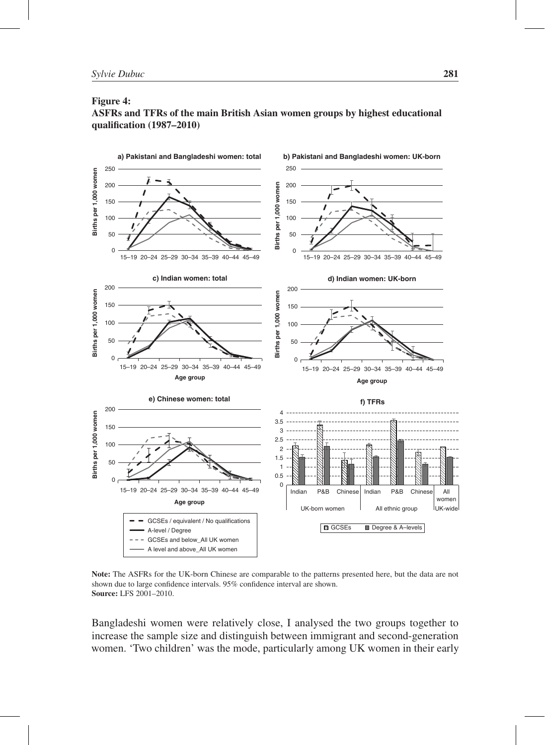**Figure 4:**
**ASFRs and TFRs of the main British Asian women groups by highest educational qualification (1987–2010)**

**Note:** The ASFRs for the UK-born Chinese are comparable to the patterns presented here, but the data are not shown due to large confidence intervals. 95% confidence interval are shown.
**Source:** LFS 2001–2010.

Bangladeshi women were relatively close, I analysed the two groups together to increase the sample size and distinguish between immigrant and second-generation women. 'Two children' was the mode, particularly among UK women in their early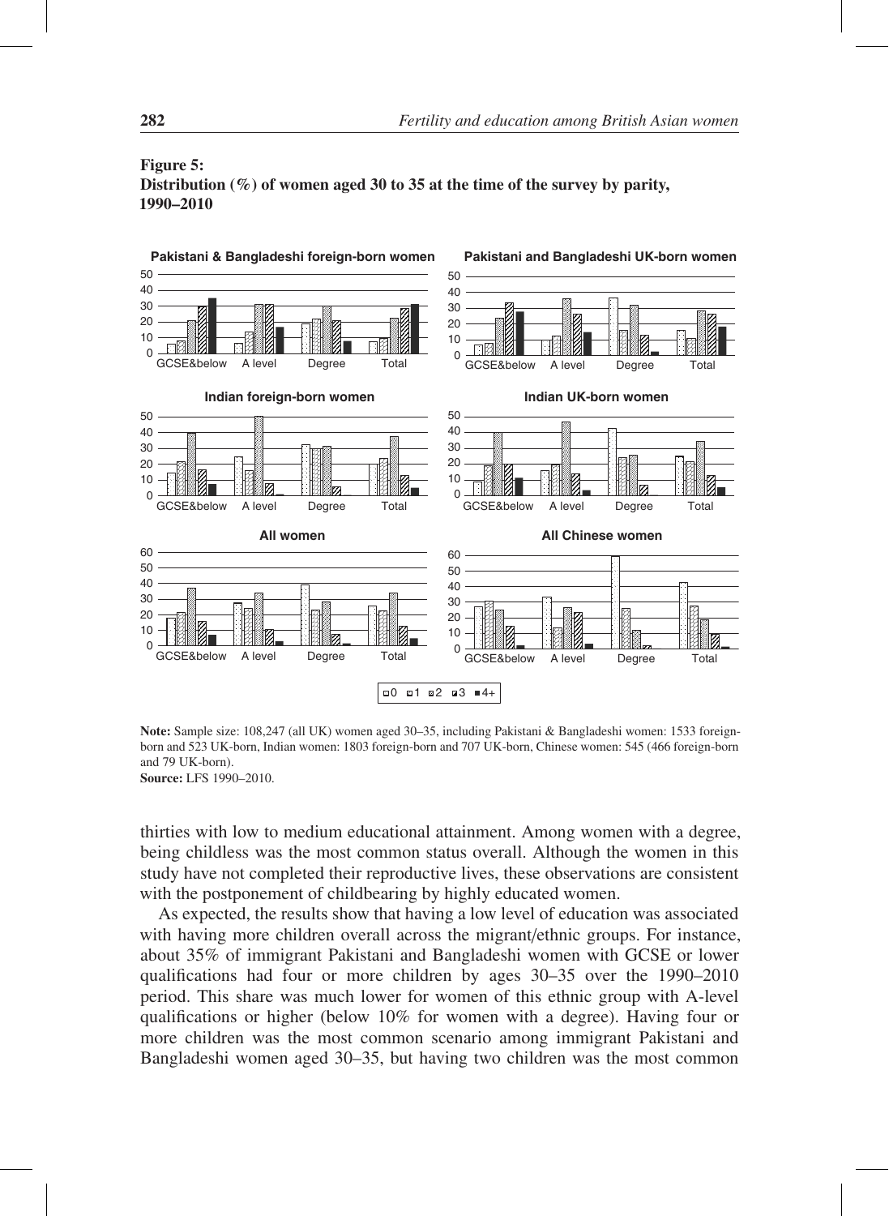**Figure 5:**
**Distribution (%) of women aged 30 to 35 at the time of the survey by parity, 1990–2010**

**Note:** Sample size: 108,247 (all UK) women aged 30–35, including Pakistani & Bangladeshi women: 1533 foreign-born and 523 UK-born, Indian women: 1803 foreign-born and 707 UK-born, Chinese women: 545 (466 foreign-born and 79 UK-born).
**Source:** LFS 1990–2010.

thirties with low to medium educational attainment. Among women with a degree, being childless was the most common status overall. Although the women in this study have not completed their reproductive lives, these observations are consistent with the postponement of childbearing by highly educated women.

As expected, the results show that having a low level of education was associated with having more children overall across the migrant/ethnic groups. For instance, about 35% of immigrant Pakistani and Bangladeshi women with GCSE or lower qualifications had four or more children by ages 30–35 over the 1990–2010 period. This share was much lower for women of this ethnic group with A-level qualifications or higher (below 10% for women with a degree). Having four or more children was the most common scenario among immigrant Pakistani and Bangladeshi women aged 30–35, but having two children was the most common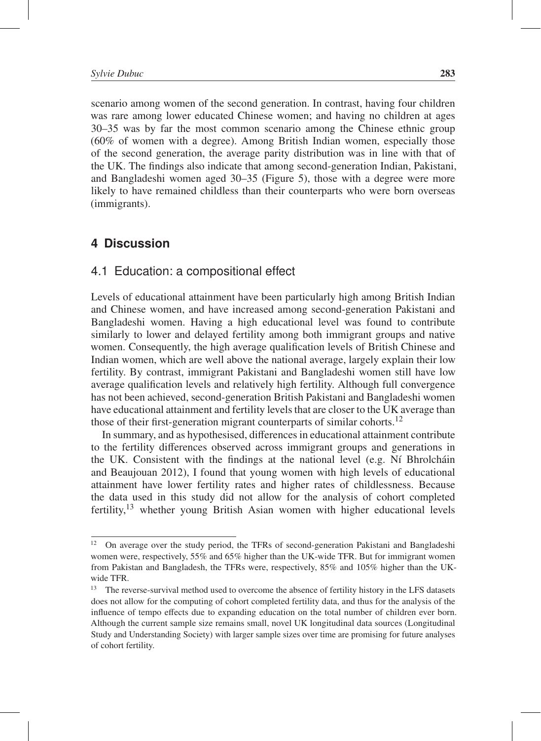scenario among women of the second generation. In contrast, having four children was rare among lower educated Chinese women; and having no children at ages 30–35 was by far the most common scenario among the Chinese ethnic group (60% of women with a degree). Among British Indian women, especially those of the second generation, the average parity distribution was in line with that of the UK. The findings also indicate that among second-generation Indian, Pakistani, and Bangladeshi women aged 30–35 (Figure 5), those with a degree were more likely to have remained childless than their counterparts who were born overseas (immigrants).

## 4 Discussion

### 4.1 Education: a compositional effect

Levels of educational attainment have been particularly high among British Indian and Chinese women, and have increased among second-generation Pakistani and Bangladeshi women. Having a high educational level was found to contribute similarly to lower and delayed fertility among both immigrant groups and native women. Consequently, the high average qualification levels of British Chinese and Indian women, which are well above the national average, largely explain their low fertility. By contrast, immigrant Pakistani and Bangladeshi women still have low average qualification levels and relatively high fertility. Although full convergence has not been achieved, second-generation British Pakistani and Bangladeshi women have educational attainment and fertility levels that are closer to the UK average than those of their first-generation migrant counterparts of similar cohorts.[12]

In summary, and as hypothesised, differences in educational attainment contribute to the fertility differences observed across immigrant groups and generations in the UK. Consistent with the findings at the national level (e.g. Ní Bhrolcháin and Beaujouan 2012), I found that young women with high levels of educational attainment have lower fertility rates and higher rates of childlessness. Because the data used in this study did not allow for the analysis of cohort completed fertility,[13] whether young British Asian women with higher educational levels

---

[12] On average over the study period, the TFRs of second-generation Pakistani and Bangladeshi women were, respectively, 55% and 65% higher than the UK-wide TFR. But for immigrant women from Pakistan and Bangladesh, the TFRs were, respectively, 85% and 105% higher than the UK-wide TFR.

[13] The reverse-survival method used to overcome the absence of fertility history in the LFS datasets does not allow for the computing of cohort completed fertility data, and thus for the analysis of the influence of tempo effects due to expanding education on the total number of children ever born. Although the current sample size remains small, novel UK longitudinal data sources (Longitudinal Study and Understanding Society) with larger sample sizes over time are promising for future analyses of cohort fertility.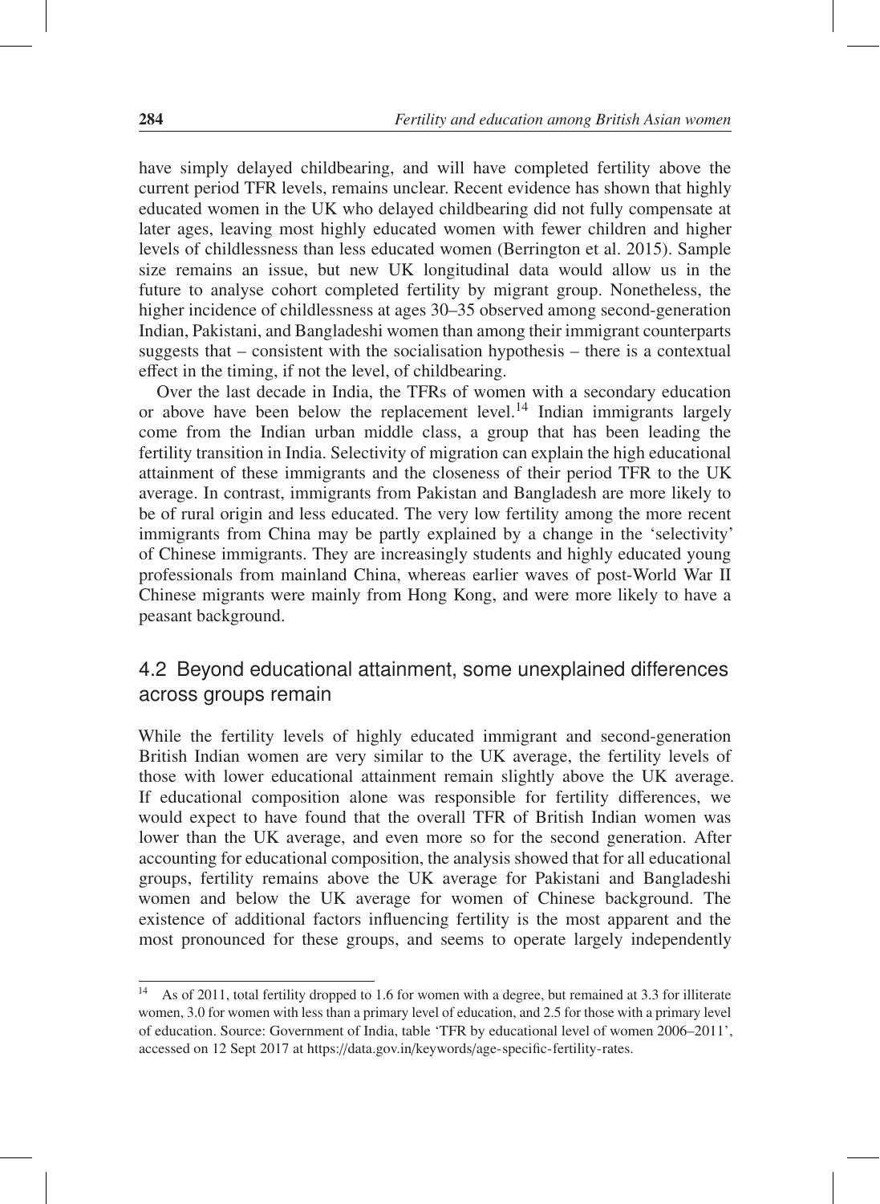have simply delayed childbearing, and will have completed fertility above the current period TFR levels, remains unclear. Recent evidence has shown that highly educated women in the UK who delayed childbearing did not fully compensate at later ages, leaving most highly educated women with fewer children and higher levels of childlessness than less educated women (Berrington et al. 2015). Sample size remains an issue, but new UK longitudinal data would allow us in the future to analyse cohort completed fertility by migrant group. Nonetheless, the higher incidence of childlessness at ages 30–35 observed among second-generation Indian, Pakistani, and Bangladeshi women than among their immigrant counterparts suggests that – consistent with the socialisation hypothesis – there is a contextual effect in the timing, if not the level, of childbearing.

Over the last decade in India, the TFRs of women with a secondary education or above have been below the replacement level.[14] Indian immigrants largely come from the Indian urban middle class, a group that has been leading the fertility transition in India. Selectivity of migration can explain the high educational attainment of these immigrants and the closeness of their period TFR to the UK average. In contrast, immigrants from Pakistan and Bangladesh are more likely to be of rural origin and less educated. The very low fertility among the more recent immigrants from China may be partly explained by a change in the 'selectivity' of Chinese immigrants. They are increasingly students and highly educated young professionals from mainland China, whereas earlier waves of post-World War II Chinese migrants were mainly from Hong Kong, and were more likely to have a peasant background.

## 4.2 Beyond educational attainment, some unexplained differences across groups remain

While the fertility levels of highly educated immigrant and second-generation British Indian women are very similar to the UK average, the fertility levels of those with lower educational attainment remain slightly above the UK average. If educational composition alone was responsible for fertility differences, we would expect to have found that the overall TFR of British Indian women was lower than the UK average, and even more so for the second generation. After accounting for educational composition, the analysis showed that for all educational groups, fertility remains above the UK average for Pakistani and Bangladeshi women and below the UK average for women of Chinese background. The existence of additional factors influencing fertility is the most apparent and the most pronounced for these groups, and seems to operate largely independently

---

[14] As of 2011, total fertility dropped to 1.6 for women with a degree, but remained at 3.3 for illiterate women, 3.0 for women with less than a primary level of education, and 2.5 for those with a primary level of education. Source: Government of India, table 'TFR by educational level of women 2006–2011', accessed on 12 Sept 2017 at https://data.gov.in/keywords/age-specific-fertility-rates.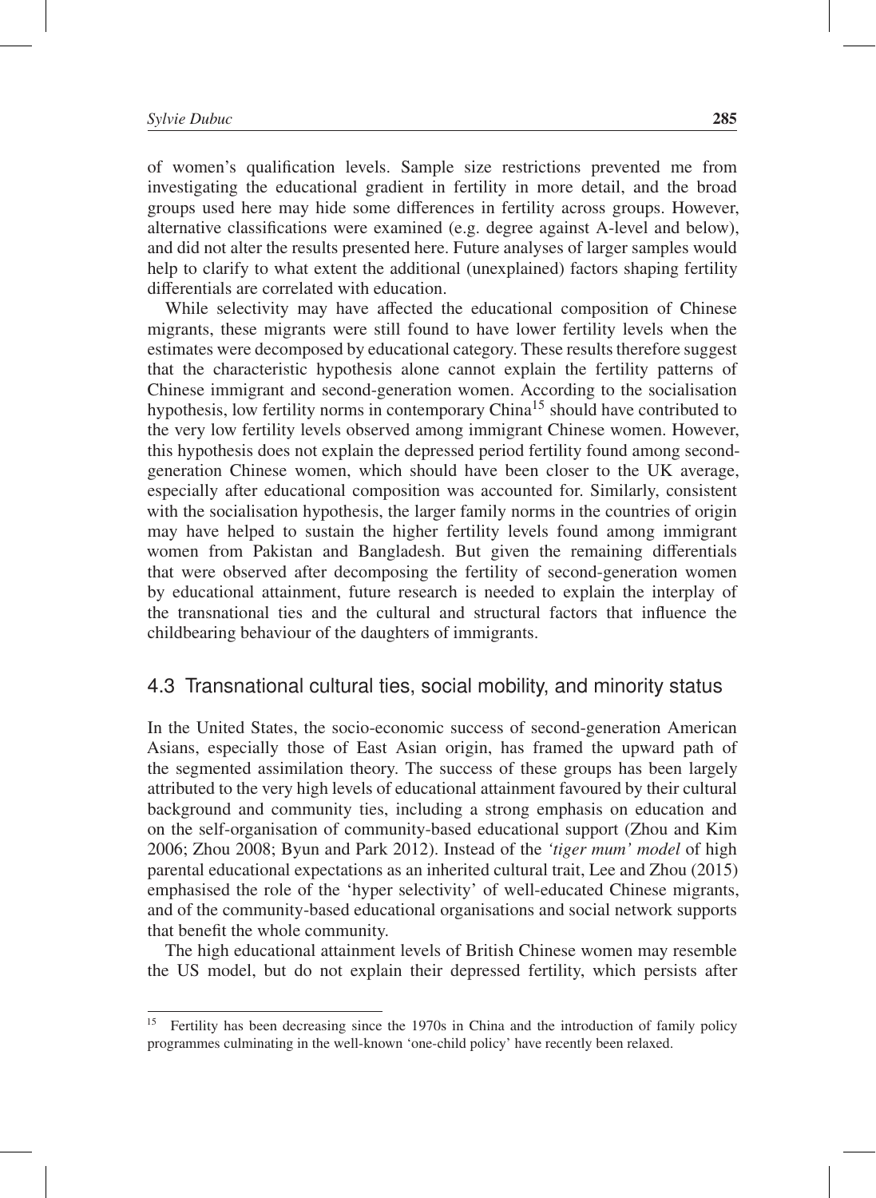of women's qualification levels. Sample size restrictions prevented me from investigating the educational gradient in fertility in more detail, and the broad groups used here may hide some differences in fertility across groups. However, alternative classifications were examined (e.g. degree against A-level and below), and did not alter the results presented here. Future analyses of larger samples would help to clarify to what extent the additional (unexplained) factors shaping fertility differentials are correlated with education.

While selectivity may have affected the educational composition of Chinese migrants, these migrants were still found to have lower fertility levels when the estimates were decomposed by educational category. These results therefore suggest that the characteristic hypothesis alone cannot explain the fertility patterns of Chinese immigrant and second-generation women. According to the socialisation hypothesis, low fertility norms in contemporary China[15] should have contributed to the very low fertility levels observed among immigrant Chinese women. However, this hypothesis does not explain the depressed period fertility found among second-generation Chinese women, which should have been closer to the UK average, especially after educational composition was accounted for. Similarly, consistent with the socialisation hypothesis, the larger family norms in the countries of origin may have helped to sustain the higher fertility levels found among immigrant women from Pakistan and Bangladesh. But given the remaining differentials that were observed after decomposing the fertility of second-generation women by educational attainment, future research is needed to explain the interplay of the transnational ties and the cultural and structural factors that influence the childbearing behaviour of the daughters of immigrants.

## 4.3 Transnational cultural ties, social mobility, and minority status

In the United States, the socio-economic success of second-generation American Asians, especially those of East Asian origin, has framed the upward path of the segmented assimilation theory. The success of these groups has been largely attributed to the very high levels of educational attainment favoured by their cultural background and community ties, including a strong emphasis on education and on the self-organisation of community-based educational support (Zhou and Kim 2006; Zhou 2008; Byun and Park 2012). Instead of the *'tiger mum' model* of high parental educational expectations as an inherited cultural trait, Lee and Zhou (2015) emphasised the role of the 'hyper selectivity' of well-educated Chinese migrants, and of the community-based educational organisations and social network supports that benefit the whole community.

The high educational attainment levels of British Chinese women may resemble the US model, but do not explain their depressed fertility, which persists after

[15] Fertility has been decreasing since the 1970s in China and the introduction of family policy programmes culminating in the well-known 'one-child policy' have recently been relaxed.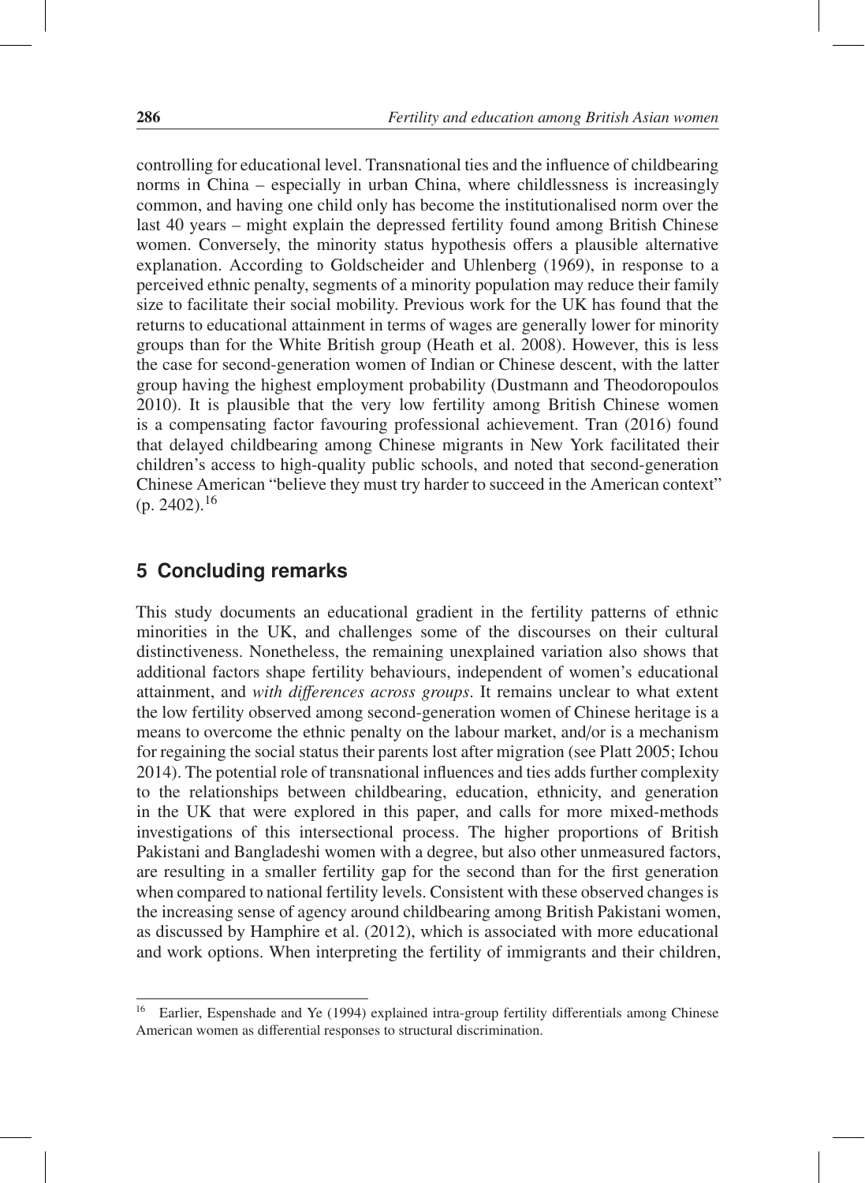controlling for educational level. Transnational ties and the influence of childbearing norms in China – especially in urban China, where childlessness is increasingly common, and having one child only has become the institutionalised norm over the last 40 years – might explain the depressed fertility found among British Chinese women. Conversely, the minority status hypothesis offers a plausible alternative explanation. According to Goldscheider and Uhlenberg (1969), in response to a perceived ethnic penalty, segments of a minority population may reduce their family size to facilitate their social mobility. Previous work for the UK has found that the returns to educational attainment in terms of wages are generally lower for minority groups than for the White British group (Heath et al. 2008). However, this is less the case for second-generation women of Indian or Chinese descent, with the latter group having the highest employment probability (Dustmann and Theodoropoulos 2010). It is plausible that the very low fertility among British Chinese women is a compensating factor favouring professional achievement. Tran (2016) found that delayed childbearing among Chinese migrants in New York facilitated their children's access to high-quality public schools, and noted that second-generation Chinese American "believe they must try harder to succeed in the American context" (p. 2402).[16]

## 5 Concluding remarks

This study documents an educational gradient in the fertility patterns of ethnic minorities in the UK, and challenges some of the discourses on their cultural distinctiveness. Nonetheless, the remaining unexplained variation also shows that additional factors shape fertility behaviours, independent of women's educational attainment, and *with differences across groups*. It remains unclear to what extent the low fertility observed among second-generation women of Chinese heritage is a means to overcome the ethnic penalty on the labour market, and/or is a mechanism for regaining the social status their parents lost after migration (see Platt 2005; Ichou 2014). The potential role of transnational influences and ties adds further complexity to the relationships between childbearing, education, ethnicity, and generation in the UK that were explored in this paper, and calls for more mixed-methods investigations of this intersectional process. The higher proportions of British Pakistani and Bangladeshi women with a degree, but also other unmeasured factors, are resulting in a smaller fertility gap for the second than for the first generation when compared to national fertility levels. Consistent with these observed changes is the increasing sense of agency around childbearing among British Pakistani women, as discussed by Hamphire et al. (2012), which is associated with more educational and work options. When interpreting the fertility of immigrants and their children,

[16] Earlier, Espenshade and Ye (1994) explained intra-group fertility differentials among Chinese American women as differential responses to structural discrimination.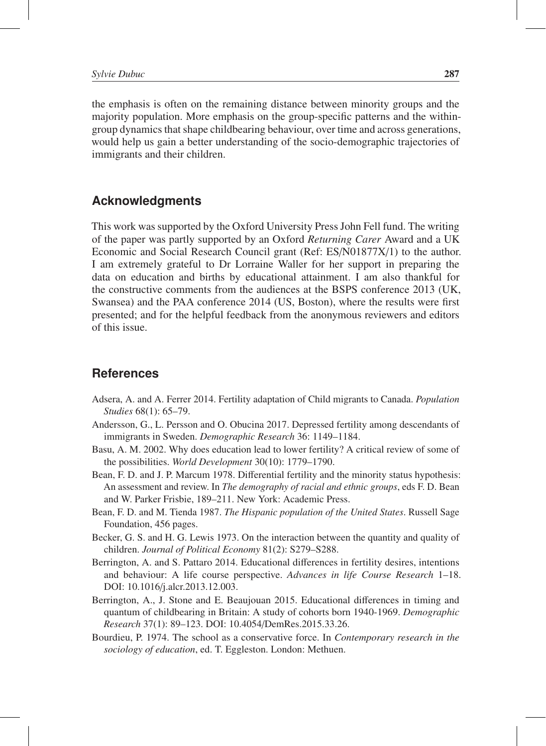the emphasis is often on the remaining distance between minority groups and the majority population. More emphasis on the group-specific patterns and the within-group dynamics that shape childbearing behaviour, over time and across generations, would help us gain a better understanding of the socio-demographic trajectories of immigrants and their children.

## Acknowledgments

This work was supported by the Oxford University Press John Fell fund. The writing of the paper was partly supported by an Oxford *Returning Carer* Award and a UK Economic and Social Research Council grant (Ref: ES/N01877X/1) to the author. I am extremely grateful to Dr Lorraine Waller for her support in preparing the data on education and births by educational attainment. I am also thankful for the constructive comments from the audiences at the BSPS conference 2013 (UK, Swansea) and the PAA conference 2014 (US, Boston), where the results were first presented; and for the helpful feedback from the anonymous reviewers and editors of this issue.

## References

Adsera, A. and A. Ferrer 2014. Fertility adaptation of Child migrants to Canada. *Population Studies* 68(1): 65–79.

Andersson, G., L. Persson and O. Obucina 2017. Depressed fertility among descendants of immigrants in Sweden. *Demographic Research* 36: 1149–1184.

Basu, A. M. 2002. Why does education lead to lower fertility? A critical review of some of the possibilities. *World Development* 30(10): 1779–1790.

Bean, F. D. and J. P. Marcum 1978. Differential fertility and the minority status hypothesis: An assessment and review. In *The demography of racial and ethnic groups*, eds F. D. Bean and W. Parker Frisbie, 189–211. New York: Academic Press.

Bean, F. D. and M. Tienda 1987. *The Hispanic population of the United States*. Russell Sage Foundation, 456 pages.

Becker, G. S. and H. G. Lewis 1973. On the interaction between the quantity and quality of children. *Journal of Political Economy* 81(2): S279–S288.

Berrington, A. and S. Pattaro 2014. Educational differences in fertility desires, intentions and behaviour: A life course perspective. *Advances in life Course Research* 1–18. DOI: 10.1016/j.alcr.2013.12.003.

Berrington, A., J. Stone and E. Beaujouan 2015. Educational differences in timing and quantum of childbearing in Britain: A study of cohorts born 1940-1969. *Demographic Research* 37(1): 89–123. DOI: 10.4054/DemRes.2015.33.26.

Bourdieu, P. 1974. The school as a conservative force. In *Contemporary research in the sociology of education*, ed. T. Eggleston. London: Methuen.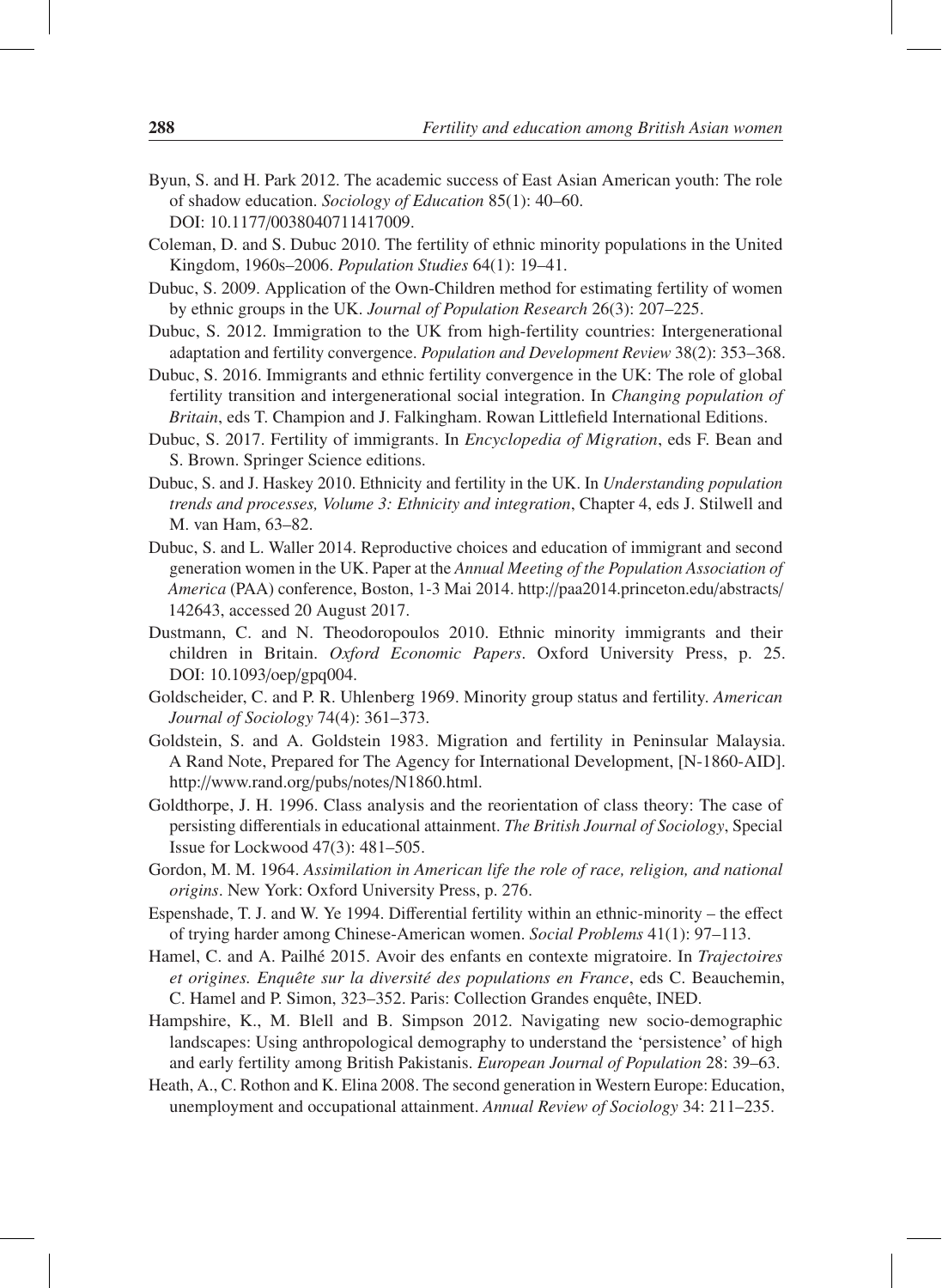Byun, S. and H. Park 2012. The academic success of East Asian American youth: The role of shadow education. *Sociology of Education* 85(1): 40–60. DOI: 10.1177/0038040711417009.

Coleman, D. and S. Dubuc 2010. The fertility of ethnic minority populations in the United Kingdom, 1960s–2006. *Population Studies* 64(1): 19–41.

Dubuc, S. 2009. Application of the Own-Children method for estimating fertility of women by ethnic groups in the UK. *Journal of Population Research* 26(3): 207–225.

Dubuc, S. 2012. Immigration to the UK from high-fertility countries: Intergenerational adaptation and fertility convergence. *Population and Development Review* 38(2): 353–368.

Dubuc, S. 2016. Immigrants and ethnic fertility convergence in the UK: The role of global fertility transition and intergenerational social integration. In *Changing population of Britain*, eds T. Champion and J. Falkingham. Rowan Littlefield International Editions.

Dubuc, S. 2017. Fertility of immigrants. In *Encyclopedia of Migration*, eds F. Bean and S. Brown. Springer Science editions.

Dubuc, S. and J. Haskey 2010. Ethnicity and fertility in the UK. In *Understanding population trends and processes, Volume 3: Ethnicity and integration*, Chapter 4, eds J. Stilwell and M. van Ham, 63–82.

Dubuc, S. and L. Waller 2014. Reproductive choices and education of immigrant and second generation women in the UK. Paper at the *Annual Meeting of the Population Association of America* (PAA) conference, Boston, 1-3 Mai 2014. http://paa2014.princeton.edu/abstracts/142643, accessed 20 August 2017.

Dustmann, C. and N. Theodoropoulos 2010. Ethnic minority immigrants and their children in Britain. *Oxford Economic Papers*. Oxford University Press, p. 25. DOI: 10.1093/oep/gpq004.

Goldscheider, C. and P. R. Uhlenberg 1969. Minority group status and fertility. *American Journal of Sociology* 74(4): 361–373.

Goldstein, S. and A. Goldstein 1983. Migration and fertility in Peninsular Malaysia. A Rand Note, Prepared for The Agency for International Development, [N-1860-AID]. http://www.rand.org/pubs/notes/N1860.html.

Goldthorpe, J. H. 1996. Class analysis and the reorientation of class theory: The case of persisting differentials in educational attainment. *The British Journal of Sociology*, Special Issue for Lockwood 47(3): 481–505.

Gordon, M. M. 1964. *Assimilation in American life the role of race, religion, and national origins*. New York: Oxford University Press, p. 276.

Espenshade, T. J. and W. Ye 1994. Differential fertility within an ethnic-minority – the effect of trying harder among Chinese-American women. *Social Problems* 41(1): 97–113.

Hamel, C. and A. Pailhé 2015. Avoir des enfants en contexte migratoire. In *Trajectoires et origines. Enquête sur la diversité des populations en France*, eds C. Beauchemin, C. Hamel and P. Simon, 323–352. Paris: Collection Grandes enquête, INED.

Hampshire, K., M. Blell and B. Simpson 2012. Navigating new socio-demographic landscapes: Using anthropological demography to understand the 'persistence' of high and early fertility among British Pakistanis. *European Journal of Population* 28: 39–63.

Heath, A., C. Rothon and K. Elina 2008. The second generation in Western Europe: Education, unemployment and occupational attainment. *Annual Review of Sociology* 34: 211–235.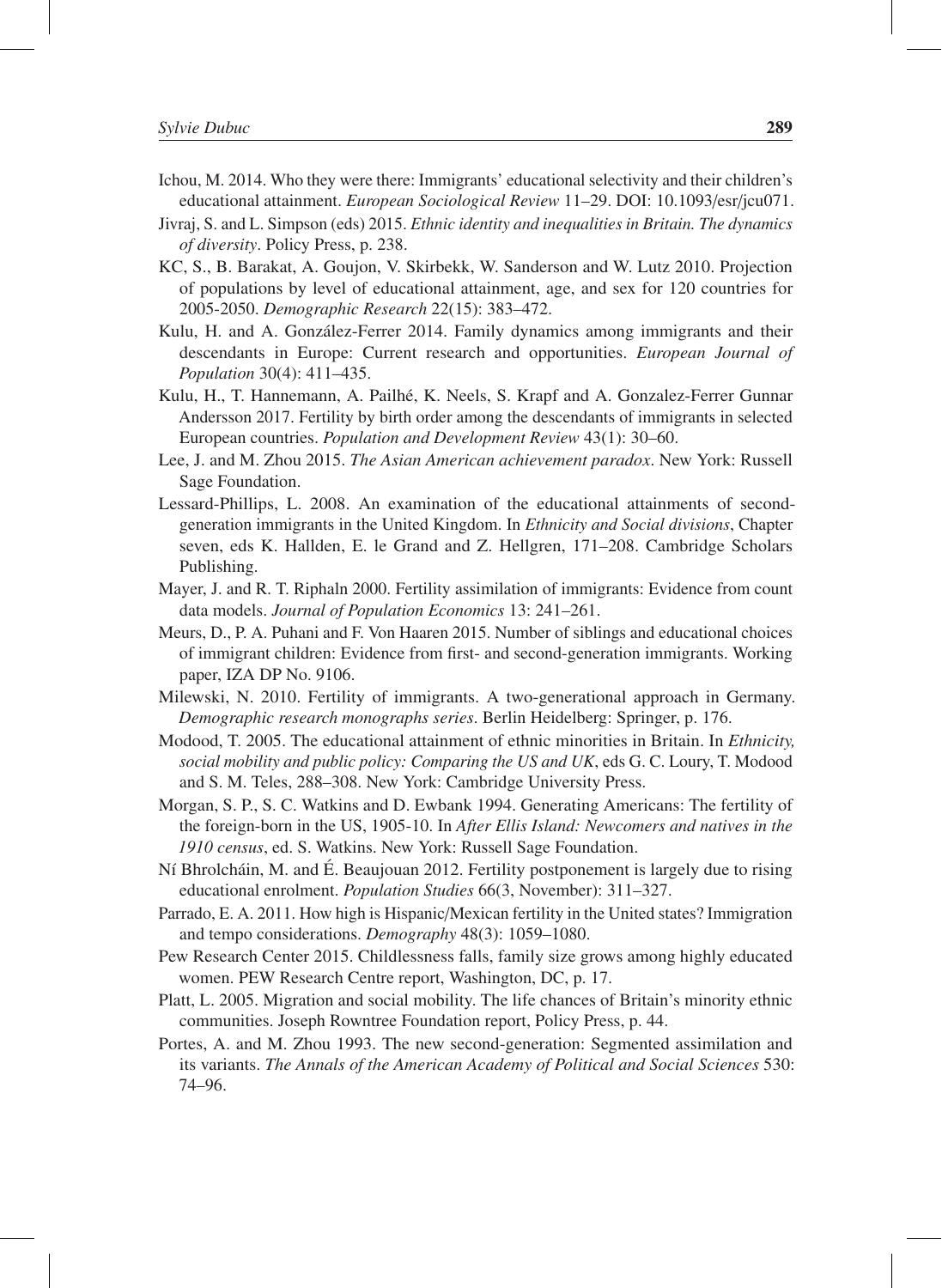Ichou, M. 2014. Who they were there: Immigrants' educational selectivity and their children's educational attainment. *European Sociological Review* 11–29. DOI: 10.1093/esr/jcu071.

Jivraj, S. and L. Simpson (eds) 2015. *Ethnic identity and inequalities in Britain. The dynamics of diversity*. Policy Press, p. 238.

KC, S., B. Barakat, A. Goujon, V. Skirbekk, W. Sanderson and W. Lutz 2010. Projection of populations by level of educational attainment, age, and sex for 120 countries for 2005-2050. *Demographic Research* 22(15): 383–472.

Kulu, H. and A. González-Ferrer 2014. Family dynamics among immigrants and their descendants in Europe: Current research and opportunities. *European Journal of Population* 30(4): 411–435.

Kulu, H., T. Hannemann, A. Pailhé, K. Neels, S. Krapf and A. Gonzalez-Ferrer Gunnar Andersson 2017. Fertility by birth order among the descendants of immigrants in selected European countries. *Population and Development Review* 43(1): 30–60.

Lee, J. and M. Zhou 2015. *The Asian American achievement paradox*. New York: Russell Sage Foundation.

Lessard-Phillips, L. 2008. An examination of the educational attainments of second-generation immigrants in the United Kingdom. In *Ethnicity and Social divisions*, Chapter seven, eds K. Hallden, E. le Grand and Z. Hellgren, 171–208. Cambridge Scholars Publishing.

Mayer, J. and R. T. Riphaln 2000. Fertility assimilation of immigrants: Evidence from count data models. *Journal of Population Economics* 13: 241–261.

Meurs, D., P. A. Puhani and F. Von Haaren 2015. Number of siblings and educational choices of immigrant children: Evidence from first- and second-generation immigrants. Working paper, IZA DP No. 9106.

Milewski, N. 2010. Fertility of immigrants. A two-generational approach in Germany. *Demographic research monographs series*. Berlin Heidelberg: Springer, p. 176.

Modood, T. 2005. The educational attainment of ethnic minorities in Britain. In *Ethnicity, social mobility and public policy: Comparing the US and UK*, eds G. C. Loury, T. Modood and S. M. Teles, 288–308. New York: Cambridge University Press.

Morgan, S. P., S. C. Watkins and D. Ewbank 1994. Generating Americans: The fertility of the foreign-born in the US, 1905-10. In *After Ellis Island: Newcomers and natives in the 1910 census*, ed. S. Watkins. New York: Russell Sage Foundation.

Ní Bhrolcháin, M. and É. Beaujouan 2012. Fertility postponement is largely due to rising educational enrolment. *Population Studies* 66(3, November): 311–327.

Parrado, E. A. 2011. How high is Hispanic/Mexican fertility in the United states? Immigration and tempo considerations. *Demography* 48(3): 1059–1080.

Pew Research Center 2015. Childlessness falls, family size grows among highly educated women. PEW Research Centre report, Washington, DC, p. 17.

Platt, L. 2005. Migration and social mobility. The life chances of Britain's minority ethnic communities. Joseph Rowntree Foundation report, Policy Press, p. 44.

Portes, A. and M. Zhou 1993. The new second-generation: Segmented assimilation and its variants. *The Annals of the American Academy of Political and Social Sciences* 530: 74–96.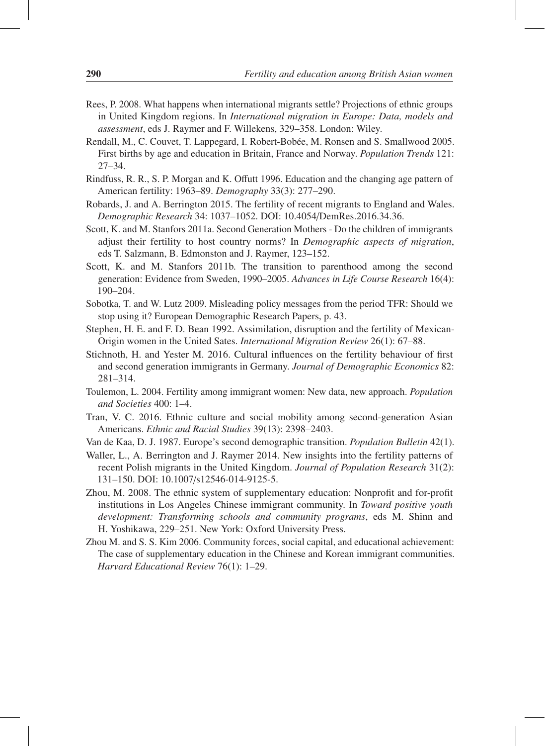Rees, P. 2008. What happens when international migrants settle? Projections of ethnic groups in United Kingdom regions. In *International migration in Europe: Data, models and assessment*, eds J. Raymer and F. Willekens, 329–358. London: Wiley.

Rendall, M., C. Couvet, T. Lappegard, I. Robert-Bobée, M. Ronsen and S. Smallwood 2005. First births by age and education in Britain, France and Norway. *Population Trends* 121: 27–34.

Rindfuss, R. R., S. P. Morgan and K. Offutt 1996. Education and the changing age pattern of American fertility: 1963–89. *Demography* 33(3): 277–290.

Robards, J. and A. Berrington 2015. The fertility of recent migrants to England and Wales. *Demographic Research* 34: 1037–1052. DOI: 10.4054/DemRes.2016.34.36.

Scott, K. and M. Stanfors 2011a. Second Generation Mothers - Do the children of immigrants adjust their fertility to host country norms? In *Demographic aspects of migration*, eds T. Salzmann, B. Edmonston and J. Raymer, 123–152.

Scott, K. and M. Stanfors 2011b. The transition to parenthood among the second generation: Evidence from Sweden, 1990–2005. *Advances in Life Course Research* 16(4): 190–204.

Sobotka, T. and W. Lutz 2009. Misleading policy messages from the period TFR: Should we stop using it? European Demographic Research Papers, p. 43.

Stephen, H. E. and F. D. Bean 1992. Assimilation, disruption and the fertility of Mexican-Origin women in the United Sates. *International Migration Review* 26(1): 67–88.

Stichnoth, H. and Yester M. 2016. Cultural influences on the fertility behaviour of first and second generation immigrants in Germany. *Journal of Demographic Economics* 82: 281–314.

Toulemon, L. 2004. Fertility among immigrant women: New data, new approach. *Population and Societies* 400: 1–4.

Tran, V. C. 2016. Ethnic culture and social mobility among second-generation Asian Americans. *Ethnic and Racial Studies* 39(13): 2398–2403.

Van de Kaa, D. J. 1987. Europe's second demographic transition. *Population Bulletin* 42(1).

Waller, L., A. Berrington and J. Raymer 2014. New insights into the fertility patterns of recent Polish migrants in the United Kingdom. *Journal of Population Research* 31(2): 131–150. DOI: 10.1007/s12546-014-9125-5.

Zhou, M. 2008. The ethnic system of supplementary education: Nonprofit and for-profit institutions in Los Angeles Chinese immigrant community. In *Toward positive youth development: Transforming schools and community programs*, eds M. Shinn and H. Yoshikawa, 229–251. New York: Oxford University Press.

Zhou M. and S. S. Kim 2006. Community forces, social capital, and educational achievement: The case of supplementary education in the Chinese and Korean immigrant communities. *Harvard Educational Review* 76(1): 1–29.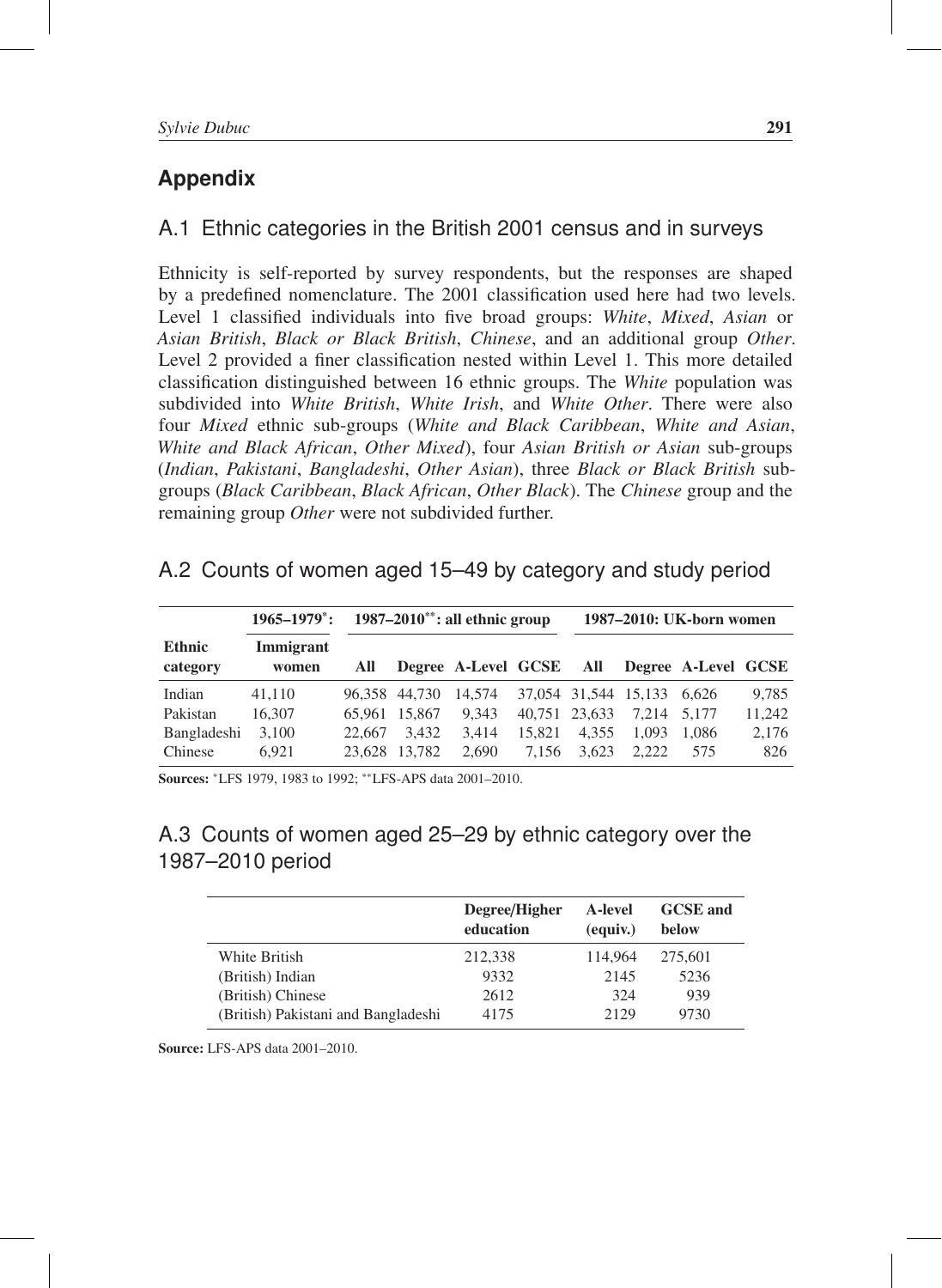## Appendix

### A.1 Ethnic categories in the British 2001 census and in surveys

Ethnicity is self-reported by survey respondents, but the responses are shaped by a predefined nomenclature. The 2001 classification used here had two levels. Level 1 classified individuals into five broad groups: *White*, *Mixed*, *Asian* or *Asian British*, *Black or Black British*, *Chinese*, and an additional group *Other*. Level 2 provided a finer classification nested within Level 1. This more detailed classification distinguished between 16 ethnic groups. The *White* population was subdivided into *White British*, *White Irish*, and *White Other*. There were also four *Mixed* ethnic sub-groups (*White and Black Caribbean*, *White and Asian*, *White and Black African*, *Other Mixed*), four *Asian British or Asian* sub-groups (*Indian*, *Pakistani*, *Bangladeshi*, *Other Asian*), three *Black or Black British* sub-groups (*Black Caribbean*, *Black African*, *Other Black*). The *Chinese* group and the remaining group *Other* were not subdivided further.

### A.2 Counts of women aged 15–49 by category and study period

| | 1965–1979*: | 1987–2010**: all ethnic group | | | | 1987–2010: UK-born women | | | |
|---|---|---|---|---|---|---|---|---|---|
| Ethnic category | Immigrant women | All | Degree | A-Level | GCSE | All | Degree | A-Level | GCSE |
| Indian | 41,110 | 96,358 | 44,730 | 14,574 | 37,054 | 31,544 | 15,133 | 6,626 | 9,785 |
| Pakistan | 16,307 | 65,961 | 15,867 | 9,343 | 40,751 | 23,633 | 7,214 | 5,177 | 11,242 |
| Bangladeshi | 3,100 | 22,667 | 3,432 | 3,414 | 15,821 | 4,355 | 1,093 | 1,086 | 2,176 |
| Chinese | 6,921 | 23,628 | 13,782 | 2,690 | 7,156 | 3,623 | 2,222 | 575 | 826 |

**Sources:** *LFS 1979, 1983 to 1992; **LFS-APS data 2001–2010.

### A.3 Counts of women aged 25–29 by ethnic category over the 1987–2010 period

| | Degree/Higher education | A-level (equiv.) | GCSE and below |
|---|---|---|---|
| White British | 212,338 | 114,964 | 275,601 |
| (British) Indian | 9332 | 2145 | 5236 |
| (British) Chinese | 2612 | 324 | 939 |
| (British) Pakistani and Bangladeshi | 4175 | 2129 | 9730 |

**Source:** LFS-APS data 2001–2010.